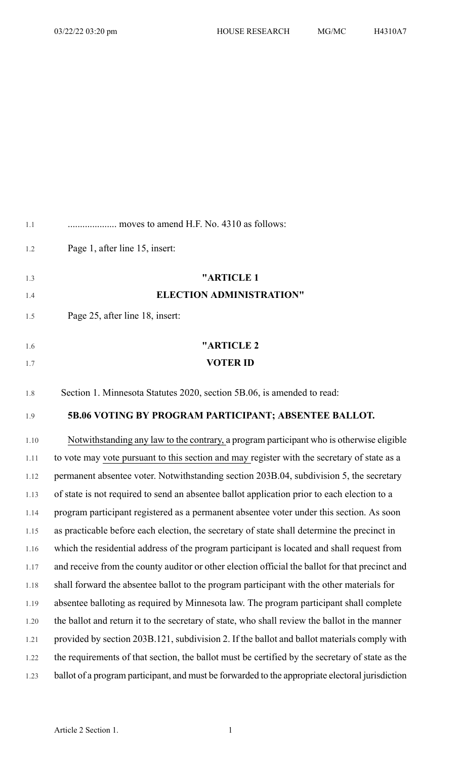.................... moves to amend H.F. No. 4310 as follows:

Page 1, after line 15, insert:

**"ARTICLE 1**

**ELECTION ADMINISTRATION"**

Page 25, after line 18, insert:

**"ARTICLE 2**

**VOTER ID**

Section 1. Minnesota Statutes 2020, section 5B.06, is amended to read:

**5B.06 VOTING BY PROGRAM PARTICIPANT; ABSENTEE BALLOT.**

Notwithstanding any law to the contrary, a program participant who is otherwise eligible to vote may vote pursuant to this section and may register with the secretary of state as a permanent absentee voter. Notwithstanding section 203B.04, subdivision 5, the secretary of state is not required to send an absentee ballot application prior to each election to a program participant registered as a permanent absentee voter under this section. As soon as practicable before each election, the secretary of state shall determine the precinct in which the residential address of the program participant is located and shall request from and receive from the county auditor or other election official the ballot for that precinct and shall forward the absentee ballot to the program participant with the other materials for absentee balloting as required by Minnesota law. The program participant shall complete the ballot and return it to the secretary of state, who shall review the ballot in the manner provided by section 203B.121, subdivision 2. If the ballot and ballot materials comply with the requirements of that section, the ballot must be certified by the secretary of state as the ballot of a program participant, and must be forwarded to the appropriate electoral jurisdiction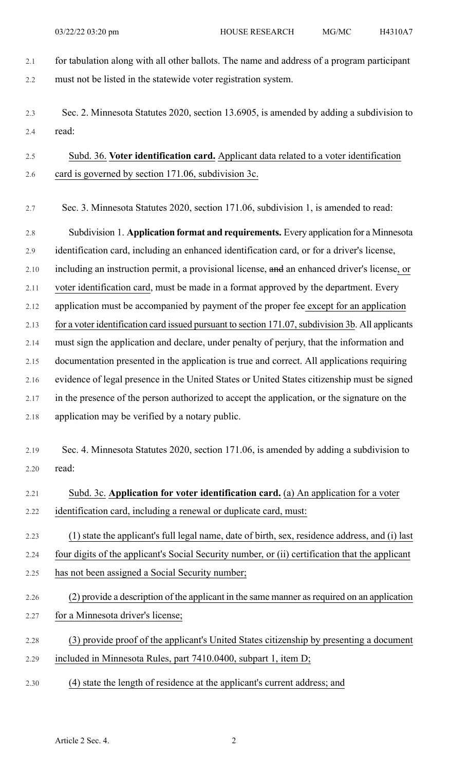for tabulation along with all other ballots. The name and address of a program participant must not be listed in the statewide voter registration system.

Sec. 2. Minnesota Statutes 2020, section 13.6905, is amended by adding a subdivision to read:

Subd. 36. **Voter identification card.** Applicant data related to a voter identification card is governed by section 171.06, subdivision 3c.

Sec. 3. Minnesota Statutes 2020, section 171.06, subdivision 1, is amended to read:

Subdivision 1. **Application format and requirements.** Every application for a Minnesota identification card, including an enhanced identification card, or for a driver's license, including an instruction permit, a provisional license, ~~and~~ an enhanced driver's license, or voter identification card, must be made in a format approved by the department. Every application must be accompanied by payment of the proper fee except for an application for a voter identification card issued pursuant to section 171.07, subdivision 3b. All applicants must sign the application and declare, under penalty of perjury, that the information and documentation presented in the application is true and correct. All applications requiring evidence of legal presence in the United States or United States citizenship must be signed in the presence of the person authorized to accept the application, or the signature on the application may be verified by a notary public.

Sec. 4. Minnesota Statutes 2020, section 171.06, is amended by adding a subdivision to read:

Subd. 3c. **Application for voter identification card.** (a) An application for a voter identification card, including a renewal or duplicate card, must:

(1) state the applicant's full legal name, date of birth, sex, residence address, and (i) last four digits of the applicant's Social Security number, or (ii) certification that the applicant has not been assigned a Social Security number;

(2) provide a description of the applicant in the same manner as required on an application for a Minnesota driver's license;

(3) provide proof of the applicant's United States citizenship by presenting a document included in Minnesota Rules, part 7410.0400, subpart 1, item D;

(4) state the length of residence at the applicant's current address; and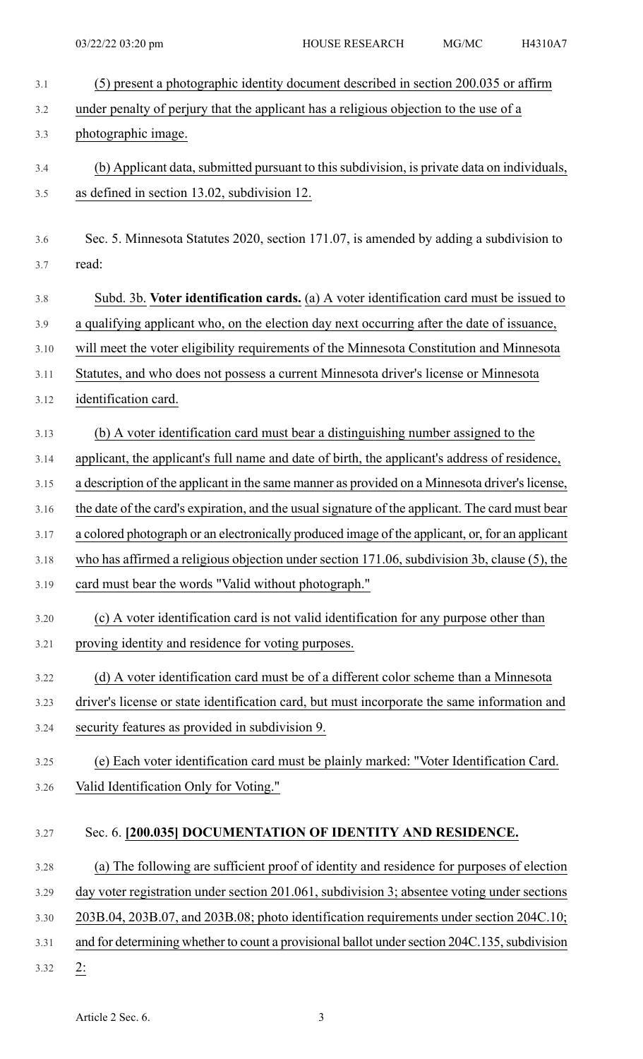(5) present a photographic identity document described in section 200.035 or affirm under penalty of perjury that the applicant has a religious objection to the use of a photographic image.

(b) Applicant data, submitted pursuant to this subdivision, is private data on individuals, as defined in section 13.02, subdivision 12.

Sec. 5. Minnesota Statutes 2020, section 171.07, is amended by adding a subdivision to read:

Subd. 3b. **Voter identification cards.** (a) A voter identification card must be issued to a qualifying applicant who, on the election day next occurring after the date of issuance, will meet the voter eligibility requirements of the Minnesota Constitution and Minnesota Statutes, and who does not possess a current Minnesota driver's license or Minnesota identification card.

(b) A voter identification card must bear a distinguishing number assigned to the applicant, the applicant's full name and date of birth, the applicant's address of residence, a description of the applicant in the same manner as provided on a Minnesota driver's license, the date of the card's expiration, and the usual signature of the applicant. The card must bear a colored photograph or an electronically produced image of the applicant, or, for an applicant who has affirmed a religious objection under section 171.06, subdivision 3b, clause (5), the card must bear the words "Valid without photograph."

(c) A voter identification card is not valid identification for any purpose other than proving identity and residence for voting purposes.

(d) A voter identification card must be of a different color scheme than a Minnesota driver's license or state identification card, but must incorporate the same information and security features as provided in subdivision 9.

(e) Each voter identification card must be plainly marked: "Voter Identification Card. Valid Identification Only for Voting."

Sec. 6. **[200.035] DOCUMENTATION OF IDENTITY AND RESIDENCE.**

(a) The following are sufficient proof of identity and residence for purposes of election day voter registration under section 201.061, subdivision 3; absentee voting under sections 203B.04, 203B.07, and 203B.08; photo identification requirements under section 204C.10; and for determining whether to count a provisional ballot under section 204C.135, subdivision 2: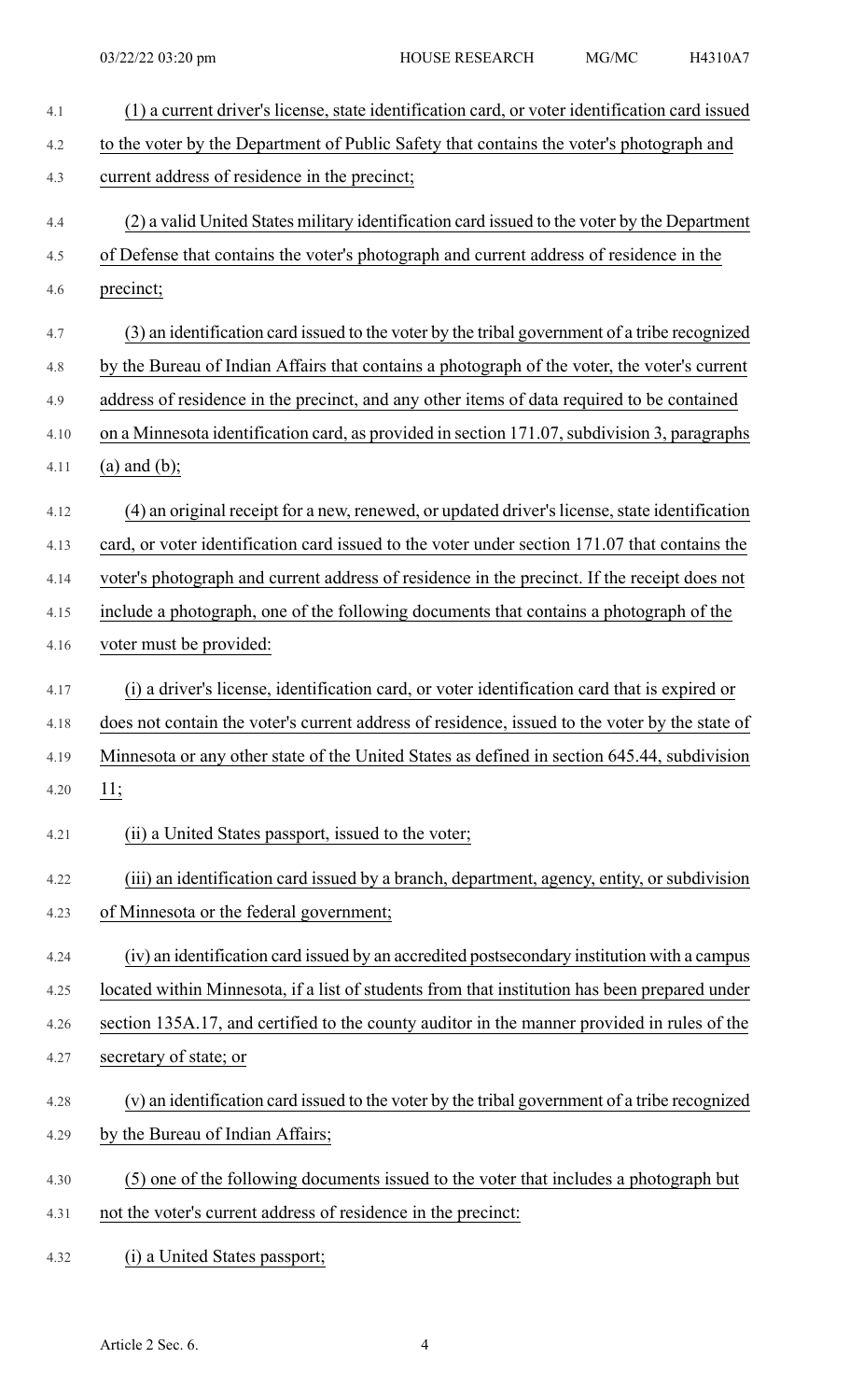(1) a current driver's license, state identification card, or voter identification card issued to the voter by the Department of Public Safety that contains the voter's photograph and current address of residence in the precinct;

(2) a valid United States military identification card issued to the voter by the Department of Defense that contains the voter's photograph and current address of residence in the precinct;

(3) an identification card issued to the voter by the tribal government of a tribe recognized by the Bureau of Indian Affairs that contains a photograph of the voter, the voter's current address of residence in the precinct, and any other items of data required to be contained on a Minnesota identification card, as provided in section 171.07, subdivision 3, paragraphs (a) and (b);

(4) an original receipt for a new, renewed, or updated driver's license, state identification card, or voter identification card issued to the voter under section 171.07 that contains the voter's photograph and current address of residence in the precinct. If the receipt does not include a photograph, one of the following documents that contains a photograph of the voter must be provided:

(i) a driver's license, identification card, or voter identification card that is expired or does not contain the voter's current address of residence, issued to the voter by the state of Minnesota or any other state of the United States as defined in section 645.44, subdivision 11;

(ii) a United States passport, issued to the voter;

(iii) an identification card issued by a branch, department, agency, entity, or subdivision of Minnesota or the federal government;

(iv) an identification card issued by an accredited postsecondary institution with a campus located within Minnesota, if a list of students from that institution has been prepared under section 135A.17, and certified to the county auditor in the manner provided in rules of the secretary of state; or

(v) an identification card issued to the voter by the tribal government of a tribe recognized by the Bureau of Indian Affairs;

(5) one of the following documents issued to the voter that includes a photograph but not the voter's current address of residence in the precinct:

(i) a United States passport;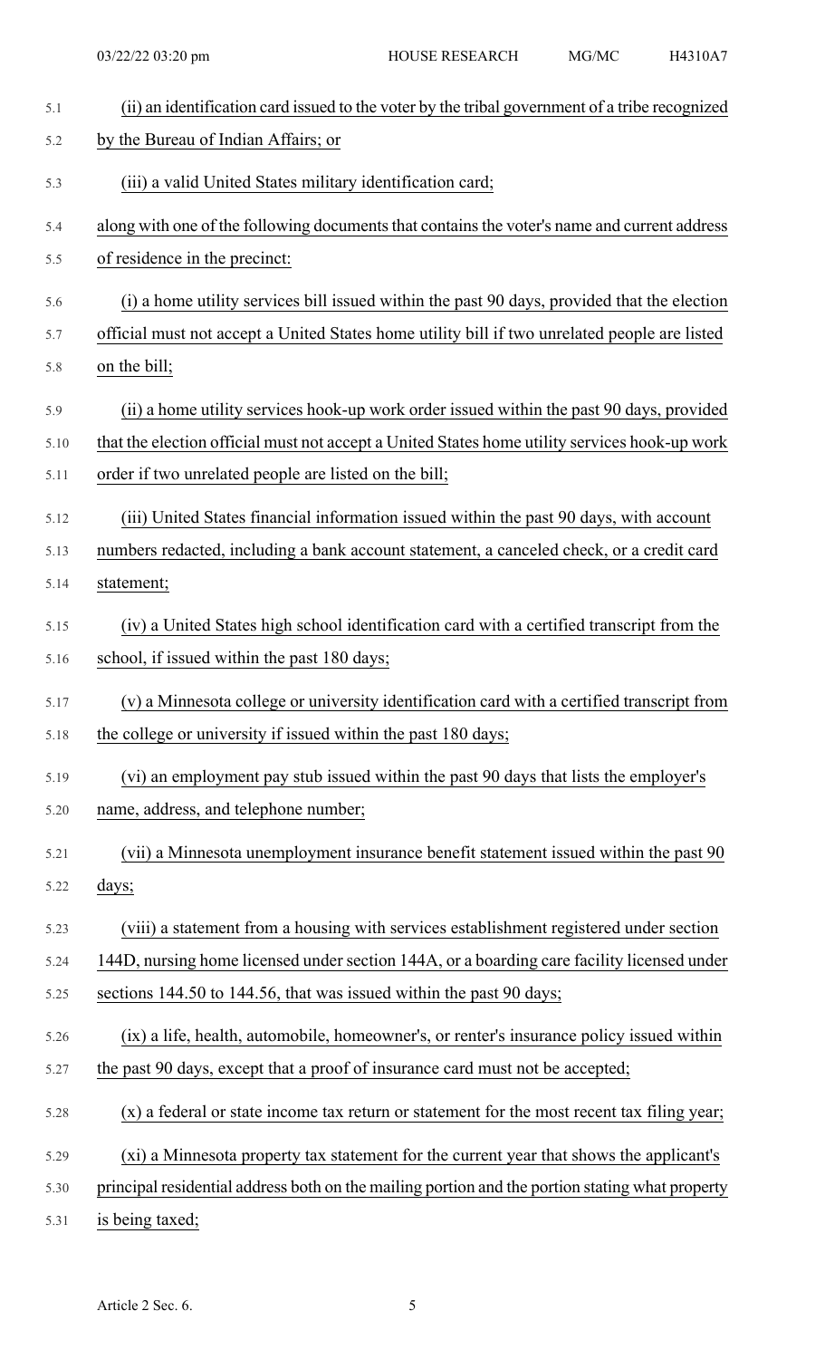(ii) an identification card issued to the voter by the tribal government of a tribe recognized by the Bureau of Indian Affairs; or

(iii) a valid United States military identification card;

along with one of the following documents that contains the voter's name and current address of residence in the precinct:

(i) a home utility services bill issued within the past 90 days, provided that the election official must not accept a United States home utility bill if two unrelated people are listed on the bill;

(ii) a home utility services hook-up work order issued within the past 90 days, provided that the election official must not accept a United States home utility services hook-up work order if two unrelated people are listed on the bill;

(iii) United States financial information issued within the past 90 days, with account numbers redacted, including a bank account statement, a canceled check, or a credit card statement;

(iv) a United States high school identification card with a certified transcript from the school, if issued within the past 180 days;

(v) a Minnesota college or university identification card with a certified transcript from the college or university if issued within the past 180 days;

(vi) an employment pay stub issued within the past 90 days that lists the employer's name, address, and telephone number;

(vii) a Minnesota unemployment insurance benefit statement issued within the past 90 days;

(viii) a statement from a housing with services establishment registered under section 144D, nursing home licensed under section 144A, or a boarding care facility licensed under sections 144.50 to 144.56, that was issued within the past 90 days;

(ix) a life, health, automobile, homeowner's, or renter's insurance policy issued within the past 90 days, except that a proof of insurance card must not be accepted;

(x) a federal or state income tax return or statement for the most recent tax filing year;

(xi) a Minnesota property tax statement for the current year that shows the applicant's principal residential address both on the mailing portion and the portion stating what property is being taxed;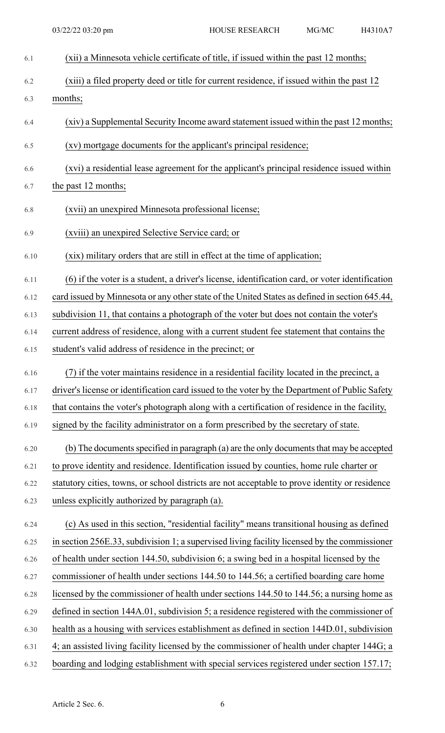(xii) a Minnesota vehicle certificate of title, if issued within the past 12 months;

(xiii) a filed property deed or title for current residence, if issued within the past 12 months;

(xiv) a Supplemental Security Income award statement issued within the past 12 months;

(xv) mortgage documents for the applicant's principal residence;

(xvi) a residential lease agreement for the applicant's principal residence issued within the past 12 months;

(xvii) an unexpired Minnesota professional license;

(xviii) an unexpired Selective Service card; or

(xix) military orders that are still in effect at the time of application;

(6) if the voter is a student, a driver's license, identification card, or voter identification card issued by Minnesota or any other state of the United States as defined in section 645.44, subdivision 11, that contains a photograph of the voter but does not contain the voter's current address of residence, along with a current student fee statement that contains the student's valid address of residence in the precinct; or

(7) if the voter maintains residence in a residential facility located in the precinct, a driver's license or identification card issued to the voter by the Department of Public Safety that contains the voter's photograph along with a certification of residence in the facility, signed by the facility administrator on a form prescribed by the secretary of state.

(b) The documents specified in paragraph (a) are the only documents that may be accepted to prove identity and residence. Identification issued by counties, home rule charter or statutory cities, towns, or school districts are not acceptable to prove identity or residence unless explicitly authorized by paragraph (a).

(c) As used in this section, "residential facility" means transitional housing as defined in section 256E.33, subdivision 1; a supervised living facility licensed by the commissioner of health under section 144.50, subdivision 6; a swing bed in a hospital licensed by the commissioner of health under sections 144.50 to 144.56; a certified boarding care home licensed by the commissioner of health under sections 144.50 to 144.56; a nursing home as defined in section 144A.01, subdivision 5; a residence registered with the commissioner of health as a housing with services establishment as defined in section 144D.01, subdivision 4; an assisted living facility licensed by the commissioner of health under chapter 144G; a boarding and lodging establishment with special services registered under section 157.17;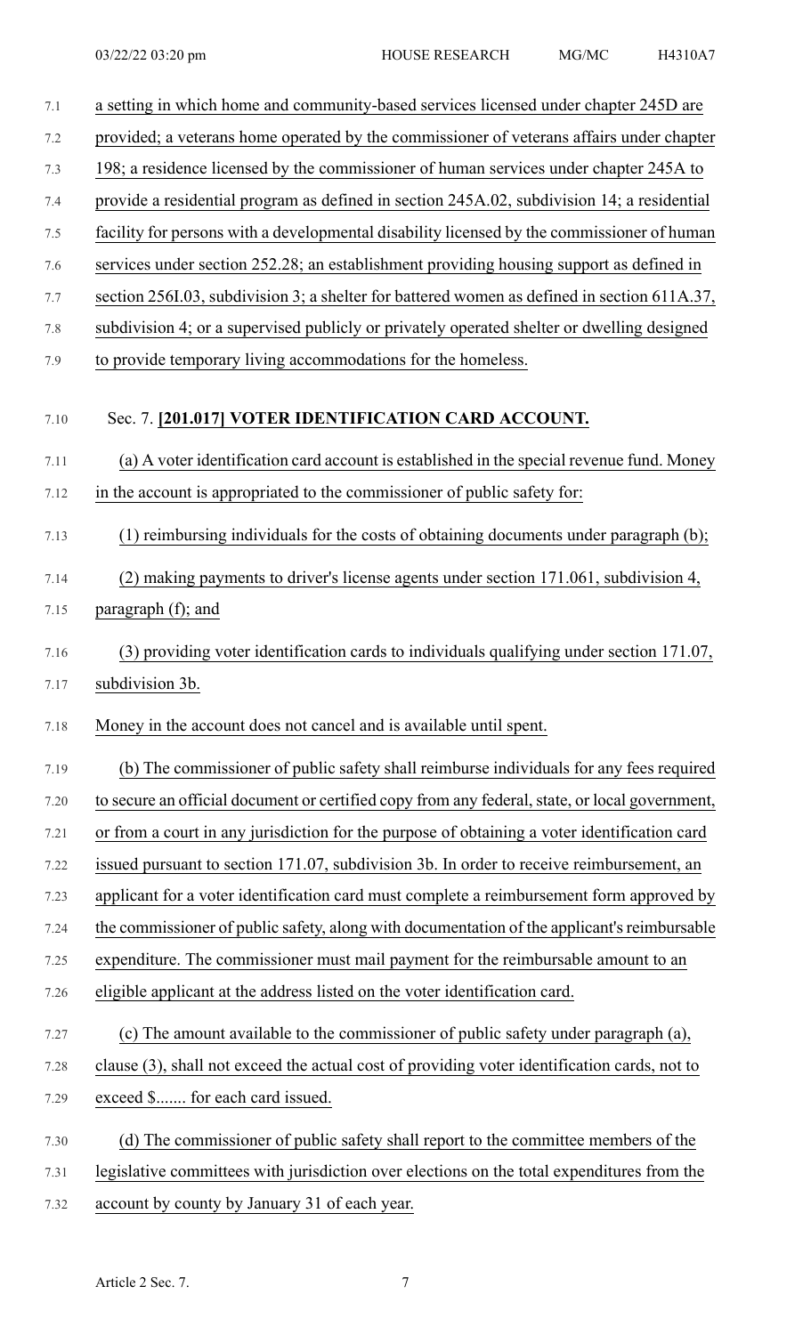a setting in which home and community-based services licensed under chapter 245D are provided; a veterans home operated by the commissioner of veterans affairs under chapter 198; a residence licensed by the commissioner of human services under chapter 245A to provide a residential program as defined in section 245A.02, subdivision 14; a residential facility for persons with a developmental disability licensed by the commissioner of human services under section 252.28; an establishment providing housing support as defined in section 256I.03, subdivision 3; a shelter for battered women as defined in section 611A.37, subdivision 4; or a supervised publicly or privately operated shelter or dwelling designed to provide temporary living accommodations for the homeless.

Sec. 7. **[201.017] VOTER IDENTIFICATION CARD ACCOUNT.**

(a) A voter identification card account is established in the special revenue fund. Money in the account is appropriated to the commissioner of public safety for:

(1) reimbursing individuals for the costs of obtaining documents under paragraph (b);

(2) making payments to driver's license agents under section 171.061, subdivision 4, paragraph (f); and

(3) providing voter identification cards to individuals qualifying under section 171.07, subdivision 3b.

Money in the account does not cancel and is available until spent.

(b) The commissioner of public safety shall reimburse individuals for any fees required to secure an official document or certified copy from any federal, state, or local government, or from a court in any jurisdiction for the purpose of obtaining a voter identification card issued pursuant to section 171.07, subdivision 3b. In order to receive reimbursement, an applicant for a voter identification card must complete a reimbursement form approved by the commissioner of public safety, along with documentation of the applicant's reimbursable expenditure. The commissioner must mail payment for the reimbursable amount to an eligible applicant at the address listed on the voter identification card.

(c) The amount available to the commissioner of public safety under paragraph (a), clause (3), shall not exceed the actual cost of providing voter identification cards, not to exceed $....... for each card issued.

(d) The commissioner of public safety shall report to the committee members of the legislative committees with jurisdiction over elections on the total expenditures from the account by county by January 31 of each year.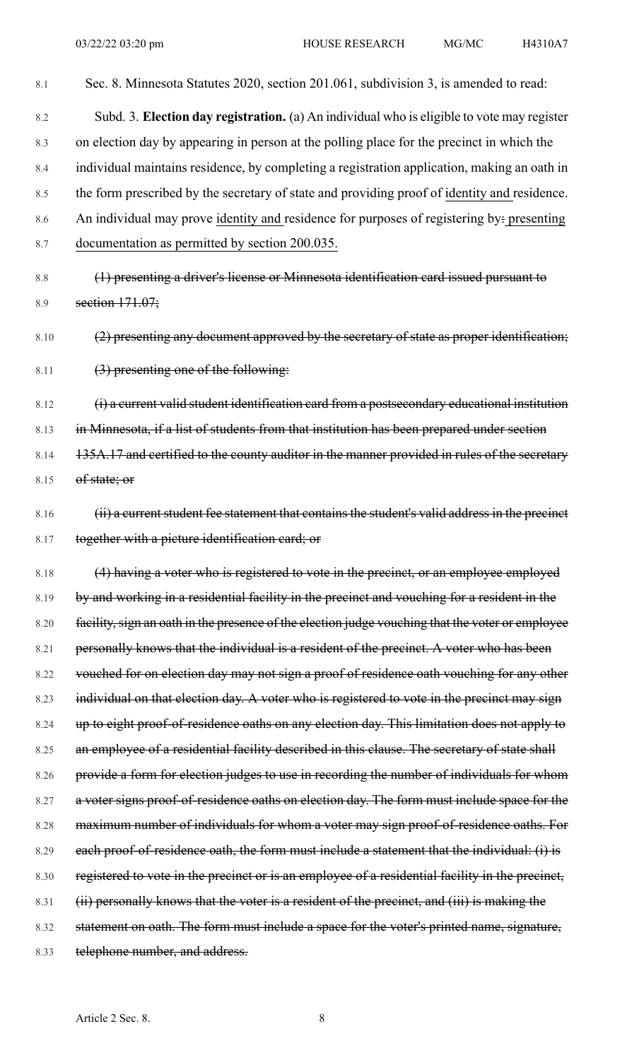Sec. 8. Minnesota Statutes 2020, section 201.061, subdivision 3, is amended to read:

Subd. 3. **Election day registration.** (a) An individual who is eligible to vote may register on election day by appearing in person at the polling place for the precinct in which the individual maintains residence, by completing a registration application, making an oath in the form prescribed by the secretary of state and providing proof of <u>identity and</u> residence. An individual may prove <u>identity and</u> residence for purposes of registering by~~:~~ <u>presenting documentation as permitted by section 200.035.</u>

~~(1) presenting a driver's license or Minnesota identification card issued pursuant to section 171.07;~~

~~(2) presenting any document approved by the secretary of state as proper identification;~~

~~(3) presenting one of the following:~~

~~(i) a current valid student identification card from a postsecondary educational institution in Minnesota, if a list of students from that institution has been prepared under section 135A.17 and certified to the county auditor in the manner provided in rules of the secretary of state; or~~

~~(ii) a current student fee statement that contains the student's valid address in the precinct together with a picture identification card; or~~

~~(4) having a voter who is registered to vote in the precinct, or an employee employed by and working in a residential facility in the precinct and vouching for a resident in the facility, sign an oath in the presence of the election judge vouching that the voter or employee personally knows that the individual is a resident of the precinct. A voter who has been vouched for on election day may not sign a proof of residence oath vouching for any other individual on that election day. A voter who is registered to vote in the precinct may sign up to eight proof-of-residence oaths on any election day. This limitation does not apply to an employee of a residential facility described in this clause. The secretary of state shall provide a form for election judges to use in recording the number of individuals for whom a voter signs proof-of-residence oaths on election day. The form must include space for the maximum number of individuals for whom a voter may sign proof-of-residence oaths. For each proof-of-residence oath, the form must include a statement that the individual: (i) is registered to vote in the precinct or is an employee of a residential facility in the precinct, (ii) personally knows that the voter is a resident of the precinct, and (iii) is making the statement on oath. The form must include a space for the voter's printed name, signature, telephone number, and address.~~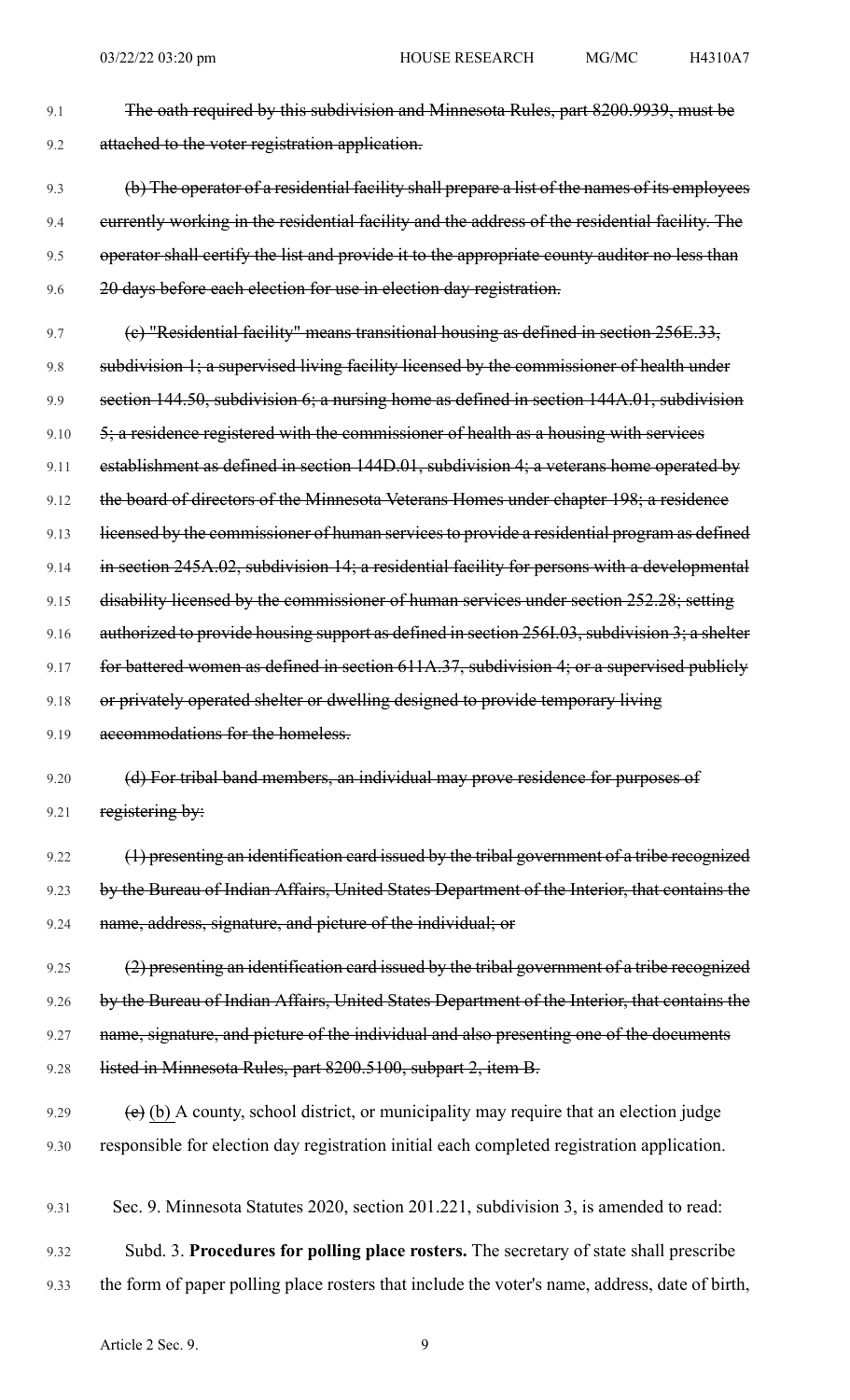9.1 ~~The oath required by this subdivision and Minnesota Rules, part 8200.9939, must be~~
9.2 ~~attached to the voter registration application.~~

9.3 ~~(b) The operator of a residential facility shall prepare a list of the names of its employees~~
9.4 ~~currently working in the residential facility and the address of the residential facility. The~~
9.5 ~~operator shall certify the list and provide it to the appropriate county auditor no less than~~
9.6 ~~20 days before each election for use in election day registration.~~

9.7 ~~(c) "Residential facility" means transitional housing as defined in section 256E.33,~~
9.8 ~~subdivision 1; a supervised living facility licensed by the commissioner of health under~~
9.9 ~~section 144.50, subdivision 6; a nursing home as defined in section 144A.01, subdivision~~
9.10 ~~5; a residence registered with the commissioner of health as a housing with services~~
9.11 ~~establishment as defined in section 144D.01, subdivision 4; a veterans home operated by~~
9.12 ~~the board of directors of the Minnesota Veterans Homes under chapter 198; a residence~~
9.13 ~~licensed by the commissioner of human services to provide a residential program as defined~~
9.14 ~~in section 245A.02, subdivision 14; a residential facility for persons with a developmental~~
9.15 ~~disability licensed by the commissioner of human services under section 252.28; setting~~
9.16 ~~authorized to provide housing support as defined in section 256I.03, subdivision 3; a shelter~~
9.17 ~~for battered women as defined in section 611A.37, subdivision 4; or a supervised publicly~~
9.18 ~~or privately operated shelter or dwelling designed to provide temporary living~~
9.19 ~~accommodations for the homeless.~~

9.20 ~~(d) For tribal band members, an individual may prove residence for purposes of~~
9.21 ~~registering by:~~

9.22 ~~(1) presenting an identification card issued by the tribal government of a tribe recognized~~
9.23 ~~by the Bureau of Indian Affairs, United States Department of the Interior, that contains the~~
9.24 ~~name, address, signature, and picture of the individual; or~~

9.25 ~~(2) presenting an identification card issued by the tribal government of a tribe recognized~~
9.26 ~~by the Bureau of Indian Affairs, United States Department of the Interior, that contains the~~
9.27 ~~name, signature, and picture of the individual and also presenting one of the documents~~
9.28 ~~listed in Minnesota Rules, part 8200.5100, subpart 2, item B.~~

9.29 ~~(e)~~ <u>(b)</u> A county, school district, or municipality may require that an election judge
9.30 responsible for election day registration initial each completed registration application.

9.31 Sec. 9. Minnesota Statutes 2020, section 201.221, subdivision 3, is amended to read:

9.32 Subd. 3. **Procedures for polling place rosters.** The secretary of state shall prescribe
9.33 the form of paper polling place rosters that include the voter's name, address, date of birth,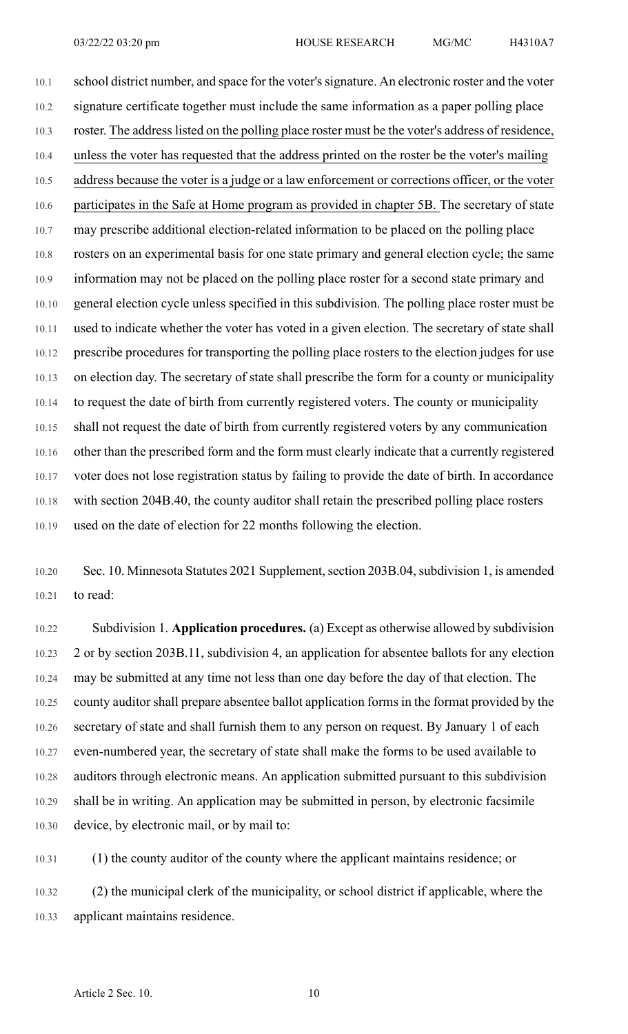school district number, and space for the voter's signature. An electronic roster and the voter signature certificate together must include the same information as a paper polling place roster. The address listed on the polling place roster must be the voter's address of residence, unless the voter has requested that the address printed on the roster be the voter's mailing address because the voter is a judge or a law enforcement or corrections officer, or the voter participates in the Safe at Home program as provided in chapter 5B. The secretary of state may prescribe additional election-related information to be placed on the polling place rosters on an experimental basis for one state primary and general election cycle; the same information may not be placed on the polling place roster for a second state primary and general election cycle unless specified in this subdivision. The polling place roster must be used to indicate whether the voter has voted in a given election. The secretary of state shall prescribe procedures for transporting the polling place rosters to the election judges for use on election day. The secretary of state shall prescribe the form for a county or municipality to request the date of birth from currently registered voters. The county or municipality shall not request the date of birth from currently registered voters by any communication other than the prescribed form and the form must clearly indicate that a currently registered voter does not lose registration status by failing to provide the date of birth. In accordance with section 204B.40, the county auditor shall retain the prescribed polling place rosters used on the date of election for 22 months following the election.

Sec. 10. Minnesota Statutes 2021 Supplement, section 203B.04, subdivision 1, is amended to read:

Subdivision 1. **Application procedures.** (a) Except as otherwise allowed by subdivision 2 or by section 203B.11, subdivision 4, an application for absentee ballots for any election may be submitted at any time not less than one day before the day of that election. The county auditor shall prepare absentee ballot application forms in the format provided by the secretary of state and shall furnish them to any person on request. By January 1 of each even-numbered year, the secretary of state shall make the forms to be used available to auditors through electronic means. An application submitted pursuant to this subdivision shall be in writing. An application may be submitted in person, by electronic facsimile device, by electronic mail, or by mail to:

(1) the county auditor of the county where the applicant maintains residence; or

(2) the municipal clerk of the municipality, or school district if applicable, where the applicant maintains residence.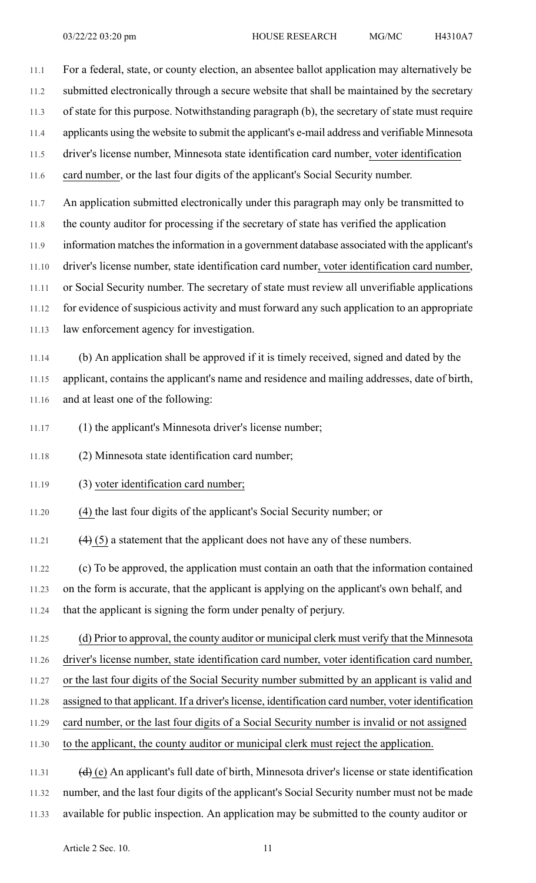For a federal, state, or county election, an absentee ballot application may alternatively be submitted electronically through a secure website that shall be maintained by the secretary of state for this purpose. Notwithstanding paragraph (b), the secretary of state must require applicants using the website to submit the applicant's e-mail address and verifiable Minnesota driver's license number, Minnesota state identification card number, voter identification card number, or the last four digits of the applicant's Social Security number.

An application submitted electronically under this paragraph may only be transmitted to the county auditor for processing if the secretary of state has verified the application information matches the information in a government database associated with the applicant's driver's license number, state identification card number, voter identification card number, or Social Security number. The secretary of state must review all unverifiable applications for evidence of suspicious activity and must forward any such application to an appropriate law enforcement agency for investigation.

(b) An application shall be approved if it is timely received, signed and dated by the applicant, contains the applicant's name and residence and mailing addresses, date of birth, and at least one of the following:

(1) the applicant's Minnesota driver's license number;

(2) Minnesota state identification card number;

(3) voter identification card number;

(4) the last four digits of the applicant's Social Security number; or

~~(4)~~ (5) a statement that the applicant does not have any of these numbers.

(c) To be approved, the application must contain an oath that the information contained on the form is accurate, that the applicant is applying on the applicant's own behalf, and that the applicant is signing the form under penalty of perjury.

(d) Prior to approval, the county auditor or municipal clerk must verify that the Minnesota driver's license number, state identification card number, voter identification card number, or the last four digits of the Social Security number submitted by an applicant is valid and assigned to that applicant. If a driver's license, identification card number, voter identification card number, or the last four digits of a Social Security number is invalid or not assigned to the applicant, the county auditor or municipal clerk must reject the application.

~~(d)~~ (e) An applicant's full date of birth, Minnesota driver's license or state identification number, and the last four digits of the applicant's Social Security number must not be made available for public inspection. An application may be submitted to the county auditor or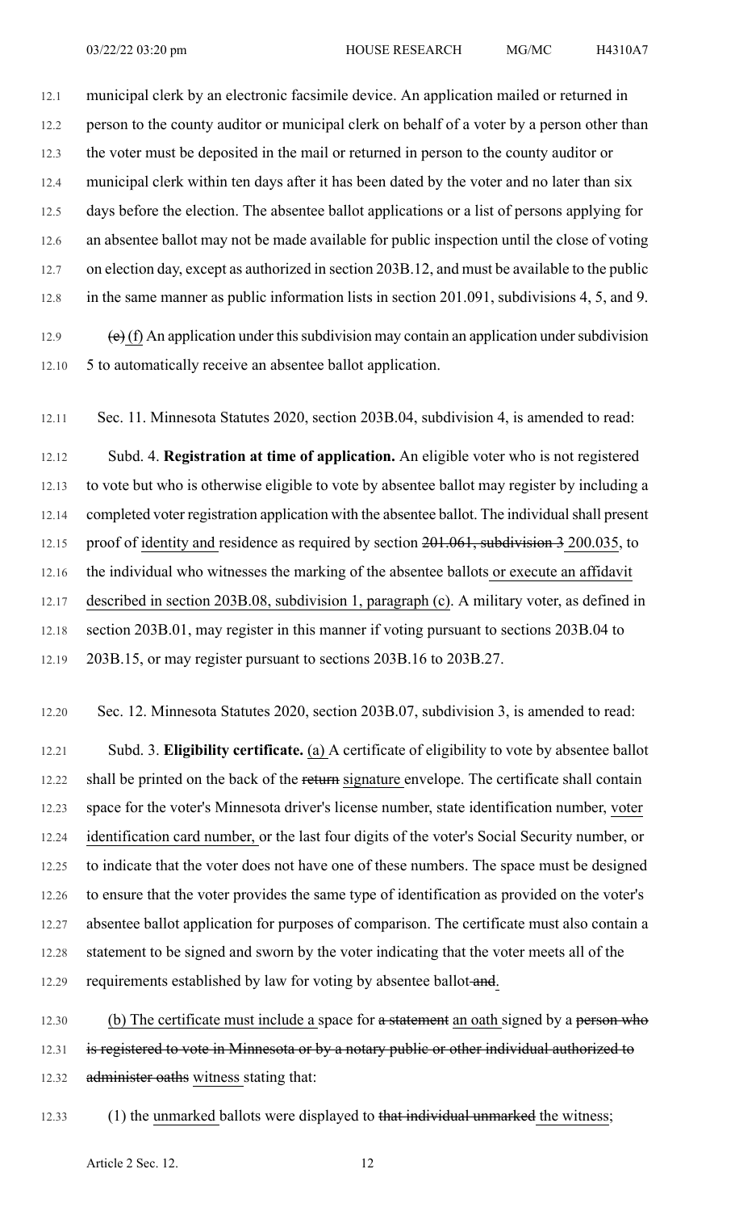municipal clerk by an electronic facsimile device. An application mailed or returned in person to the county auditor or municipal clerk on behalf of a voter by a person other than the voter must be deposited in the mail or returned in person to the county auditor or municipal clerk within ten days after it has been dated by the voter and no later than six days before the election. The absentee ballot applications or a list of persons applying for an absentee ballot may not be made available for public inspection until the close of voting on election day, except as authorized in section 203B.12, and must be available to the public in the same manner as public information lists in section 201.091, subdivisions 4, 5, and 9.

~~(e)~~ (f) An application under this subdivision may contain an application under subdivision 5 to automatically receive an absentee ballot application.

Sec. 11. Minnesota Statutes 2020, section 203B.04, subdivision 4, is amended to read:

Subd. 4. **Registration at time of application.** An eligible voter who is not registered to vote but who is otherwise eligible to vote by absentee ballot may register by including a completed voter registration application with the absentee ballot. The individual shall present proof of identity and residence as required by section ~~201.061, subdivision 3~~ 200.035, to the individual who witnesses the marking of the absentee ballots or execute an affidavit described in section 203B.08, subdivision 1, paragraph (c). A military voter, as defined in section 203B.01, may register in this manner if voting pursuant to sections 203B.04 to 203B.15, or may register pursuant to sections 203B.16 to 203B.27.

Sec. 12. Minnesota Statutes 2020, section 203B.07, subdivision 3, is amended to read:

Subd. 3. **Eligibility certificate.** (a) A certificate of eligibility to vote by absentee ballot shall be printed on the back of the ~~return~~ signature envelope. The certificate shall contain space for the voter's Minnesota driver's license number, state identification number, voter identification card number, or the last four digits of the voter's Social Security number, or to indicate that the voter does not have one of these numbers. The space must be designed to ensure that the voter provides the same type of identification as provided on the voter's absentee ballot application for purposes of comparison. The certificate must also contain a statement to be signed and sworn by the voter indicating that the voter meets all of the requirements established by law for voting by absentee ballot ~~and~~.

(b) The certificate must include a space for ~~a statement~~ an oath signed by a ~~person who is registered to vote in Minnesota or by a notary public or other individual authorized to administer oaths~~ witness stating that:

(1) the unmarked ballots were displayed to ~~that individual unmarked~~ the witness;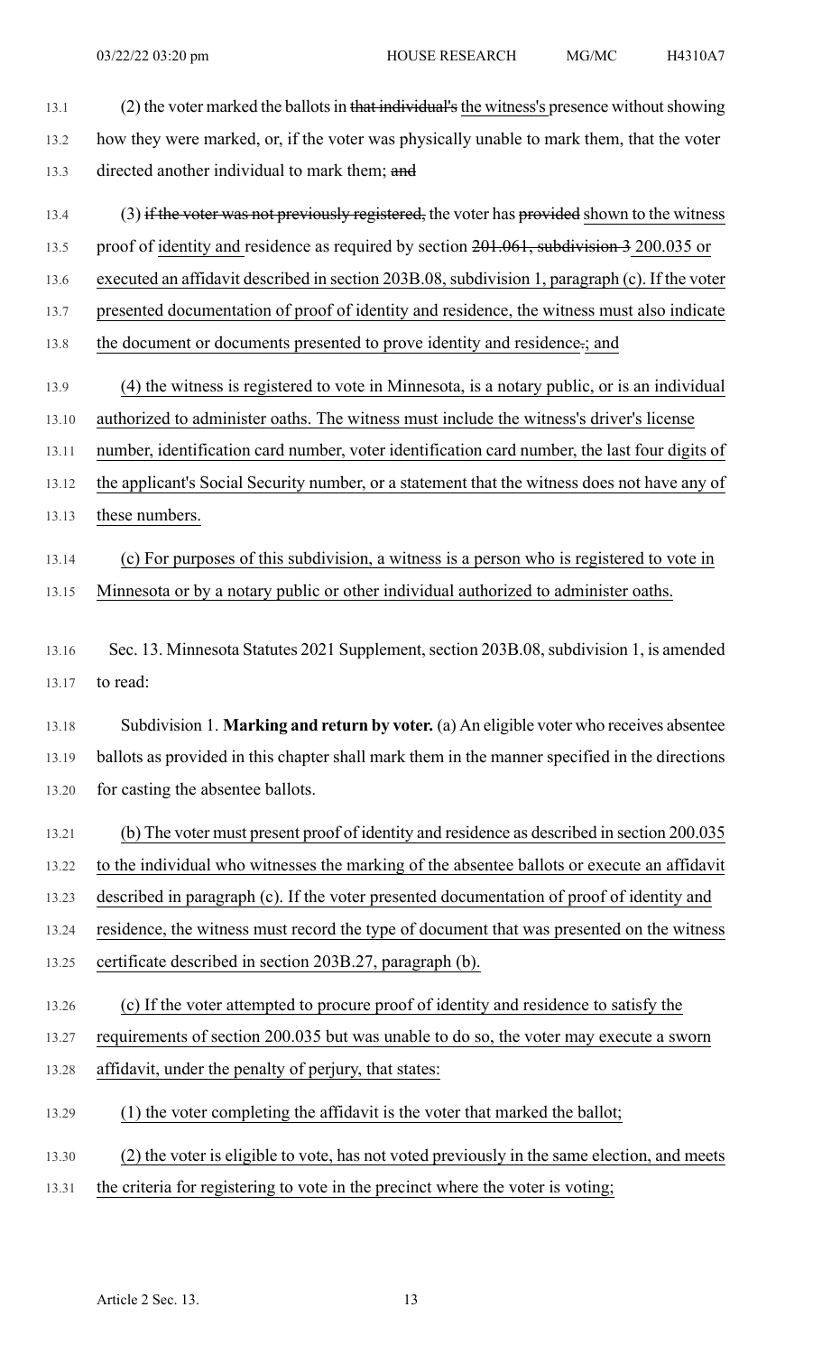(2) the voter marked the ballots in ~~that individual's~~ the witness's presence without showing how they were marked, or, if the voter was physically unable to mark them, that the voter directed another individual to mark them; ~~and~~

(3) ~~if the voter was not previously registered,~~ the voter has ~~provided~~ shown to the witness proof of identity and residence as required by section ~~201.061, subdivision 3~~ 200.035 or executed an affidavit described in section 203B.08, subdivision 1, paragraph (c). If the voter presented documentation of proof of identity and residence, the witness must also indicate the document or documents presented to prove identity and residence~~.~~; and

(4) the witness is registered to vote in Minnesota, is a notary public, or is an individual authorized to administer oaths. The witness must include the witness's driver's license number, identification card number, voter identification card number, the last four digits of the applicant's Social Security number, or a statement that the witness does not have any of these numbers.

(c) For purposes of this subdivision, a witness is a person who is registered to vote in Minnesota or by a notary public or other individual authorized to administer oaths.

Sec. 13. Minnesota Statutes 2021 Supplement, section 203B.08, subdivision 1, is amended to read:

Subdivision 1. **Marking and return by voter.** (a) An eligible voter who receives absentee ballots as provided in this chapter shall mark them in the manner specified in the directions for casting the absentee ballots.

(b) The voter must present proof of identity and residence as described in section 200.035 to the individual who witnesses the marking of the absentee ballots or execute an affidavit described in paragraph (c). If the voter presented documentation of proof of identity and residence, the witness must record the type of document that was presented on the witness certificate described in section 203B.27, paragraph (b).

(c) If the voter attempted to procure proof of identity and residence to satisfy the requirements of section 200.035 but was unable to do so, the voter may execute a sworn affidavit, under the penalty of perjury, that states:

(1) the voter completing the affidavit is the voter that marked the ballot;

(2) the voter is eligible to vote, has not voted previously in the same election, and meets the criteria for registering to vote in the precinct where the voter is voting;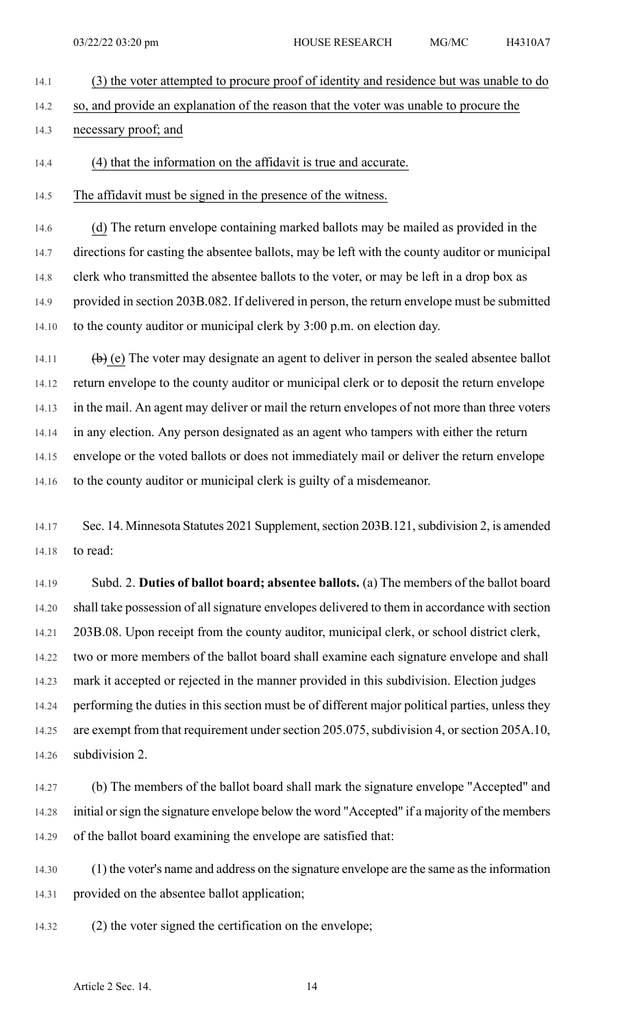(3) the voter attempted to procure proof of identity and residence but was unable to do so, and provide an explanation of the reason that the voter was unable to procure the necessary proof; and

(4) that the information on the affidavit is true and accurate.

The affidavit must be signed in the presence of the witness.

(d) The return envelope containing marked ballots may be mailed as provided in the directions for casting the absentee ballots, may be left with the county auditor or municipal clerk who transmitted the absentee ballots to the voter, or may be left in a drop box as provided in section 203B.082. If delivered in person, the return envelope must be submitted to the county auditor or municipal clerk by 3:00 p.m. on election day.

~~(b)~~ (e) The voter may designate an agent to deliver in person the sealed absentee ballot return envelope to the county auditor or municipal clerk or to deposit the return envelope in the mail. An agent may deliver or mail the return envelopes of not more than three voters in any election. Any person designated as an agent who tampers with either the return envelope or the voted ballots or does not immediately mail or deliver the return envelope to the county auditor or municipal clerk is guilty of a misdemeanor.

Sec. 14. Minnesota Statutes 2021 Supplement, section 203B.121, subdivision 2, is amended to read:

Subd. 2. **Duties of ballot board; absentee ballots.** (a) The members of the ballot board shall take possession of all signature envelopes delivered to them in accordance with section 203B.08. Upon receipt from the county auditor, municipal clerk, or school district clerk, two or more members of the ballot board shall examine each signature envelope and shall mark it accepted or rejected in the manner provided in this subdivision. Election judges performing the duties in this section must be of different major political parties, unless they are exempt from that requirement under section 205.075, subdivision 4, or section 205A.10, subdivision 2.

(b) The members of the ballot board shall mark the signature envelope "Accepted" and initial or sign the signature envelope below the word "Accepted" if a majority of the members of the ballot board examining the envelope are satisfied that:

(1) the voter's name and address on the signature envelope are the same as the information provided on the absentee ballot application;

(2) the voter signed the certification on the envelope;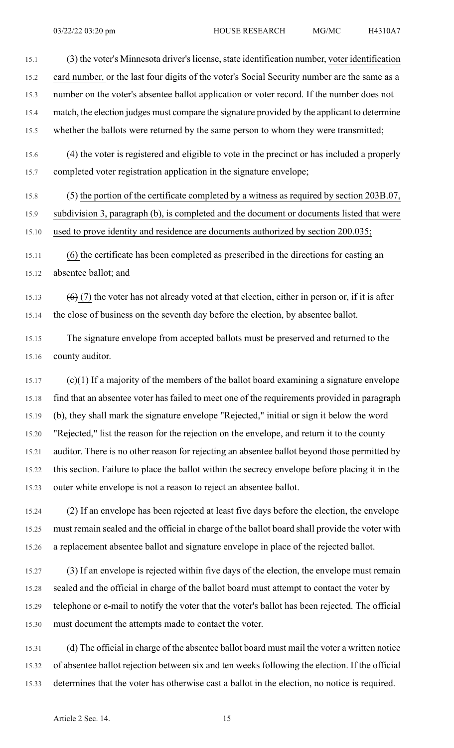(3) the voter's Minnesota driver's license, state identification number, voter identification card number, or the last four digits of the voter's Social Security number are the same as a number on the voter's absentee ballot application or voter record. If the number does not match, the election judges must compare the signature provided by the applicant to determine whether the ballots were returned by the same person to whom they were transmitted;

(4) the voter is registered and eligible to vote in the precinct or has included a properly completed voter registration application in the signature envelope;

(5) the portion of the certificate completed by a witness as required by section 203B.07, subdivision 3, paragraph (b), is completed and the document or documents listed that were used to prove identity and residence are documents authorized by section 200.035;

(6) the certificate has been completed as prescribed in the directions for casting an absentee ballot; and

~~(6)~~ (7) the voter has not already voted at that election, either in person or, if it is after the close of business on the seventh day before the election, by absentee ballot.

The signature envelope from accepted ballots must be preserved and returned to the county auditor.

(c)(1) If a majority of the members of the ballot board examining a signature envelope find that an absentee voter has failed to meet one of the requirements provided in paragraph (b), they shall mark the signature envelope "Rejected," initial or sign it below the word "Rejected," list the reason for the rejection on the envelope, and return it to the county auditor. There is no other reason for rejecting an absentee ballot beyond those permitted by this section. Failure to place the ballot within the secrecy envelope before placing it in the outer white envelope is not a reason to reject an absentee ballot.

(2) If an envelope has been rejected at least five days before the election, the envelope must remain sealed and the official in charge of the ballot board shall provide the voter with a replacement absentee ballot and signature envelope in place of the rejected ballot.

(3) If an envelope is rejected within five days of the election, the envelope must remain sealed and the official in charge of the ballot board must attempt to contact the voter by telephone or e-mail to notify the voter that the voter's ballot has been rejected. The official must document the attempts made to contact the voter.

(d) The official in charge of the absentee ballot board must mail the voter a written notice of absentee ballot rejection between six and ten weeks following the election. If the official determines that the voter has otherwise cast a ballot in the election, no notice is required.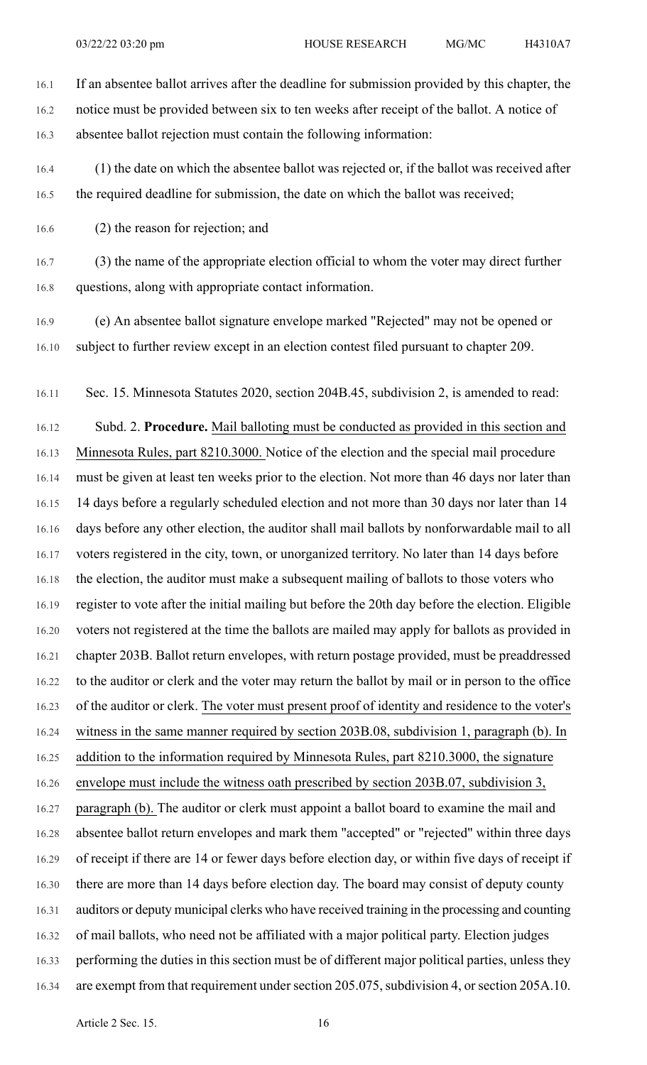If an absentee ballot arrives after the deadline for submission provided by this chapter, the notice must be provided between six to ten weeks after receipt of the ballot. A notice of absentee ballot rejection must contain the following information:

(1) the date on which the absentee ballot was rejected or, if the ballot was received after the required deadline for submission, the date on which the ballot was received;

(2) the reason for rejection; and

(3) the name of the appropriate election official to whom the voter may direct further questions, along with appropriate contact information.

(e) An absentee ballot signature envelope marked "Rejected" may not be opened or subject to further review except in an election contest filed pursuant to chapter 209.

Sec. 15. Minnesota Statutes 2020, section 204B.45, subdivision 2, is amended to read:

Subd. 2. **Procedure.** Mail balloting must be conducted as provided in this section and Minnesota Rules, part 8210.3000. Notice of the election and the special mail procedure must be given at least ten weeks prior to the election. Not more than 46 days nor later than 14 days before a regularly scheduled election and not more than 30 days nor later than 14 days before any other election, the auditor shall mail ballots by nonforwardable mail to all voters registered in the city, town, or unorganized territory. No later than 14 days before the election, the auditor must make a subsequent mailing of ballots to those voters who register to vote after the initial mailing but before the 20th day before the election. Eligible voters not registered at the time the ballots are mailed may apply for ballots as provided in chapter 203B. Ballot return envelopes, with return postage provided, must be preaddressed to the auditor or clerk and the voter may return the ballot by mail or in person to the office of the auditor or clerk. The voter must present proof of identity and residence to the voter's witness in the same manner required by section 203B.08, subdivision 1, paragraph (b). In addition to the information required by Minnesota Rules, part 8210.3000, the signature envelope must include the witness oath prescribed by section 203B.07, subdivision 3, paragraph (b). The auditor or clerk must appoint a ballot board to examine the mail and absentee ballot return envelopes and mark them "accepted" or "rejected" within three days of receipt if there are 14 or fewer days before election day, or within five days of receipt if there are more than 14 days before election day. The board may consist of deputy county auditors or deputy municipal clerks who have received training in the processing and counting of mail ballots, who need not be affiliated with a major political party. Election judges performing the duties in this section must be of different major political parties, unless they are exempt from that requirement under section 205.075, subdivision 4, or section 205A.10.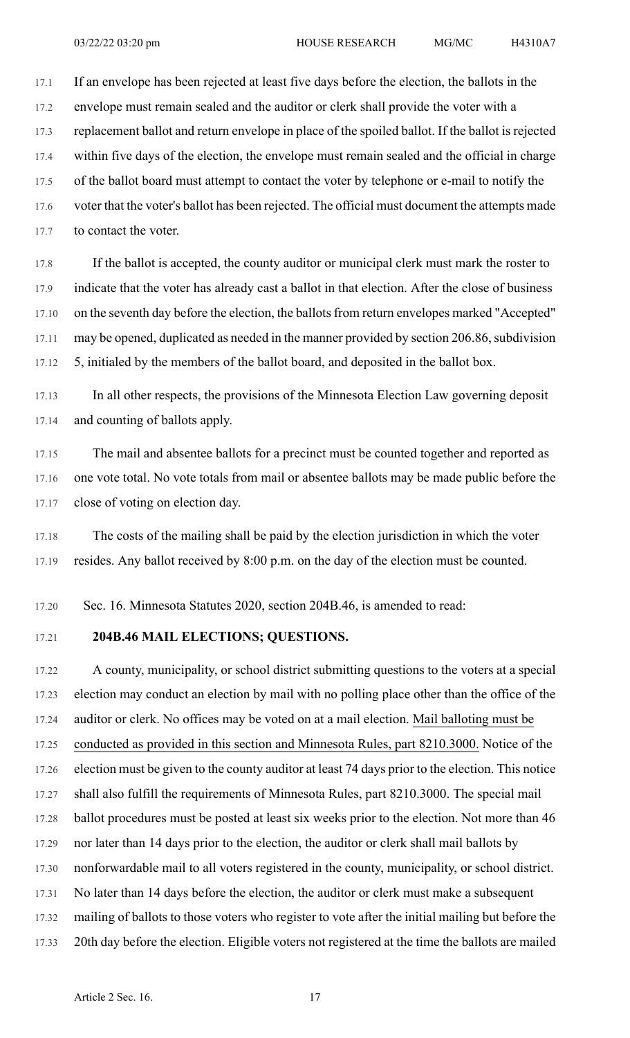If an envelope has been rejected at least five days before the election, the ballots in the envelope must remain sealed and the auditor or clerk shall provide the voter with a replacement ballot and return envelope in place of the spoiled ballot. If the ballot is rejected within five days of the election, the envelope must remain sealed and the official in charge of the ballot board must attempt to contact the voter by telephone or e-mail to notify the voter that the voter's ballot has been rejected. The official must document the attempts made to contact the voter.

If the ballot is accepted, the county auditor or municipal clerk must mark the roster to indicate that the voter has already cast a ballot in that election. After the close of business on the seventh day before the election, the ballots from return envelopes marked "Accepted" may be opened, duplicated as needed in the manner provided by section 206.86, subdivision 5, initialed by the members of the ballot board, and deposited in the ballot box.

In all other respects, the provisions of the Minnesota Election Law governing deposit and counting of ballots apply.

The mail and absentee ballots for a precinct must be counted together and reported as one vote total. No vote totals from mail or absentee ballots may be made public before the close of voting on election day.

The costs of the mailing shall be paid by the election jurisdiction in which the voter resides. Any ballot received by 8:00 p.m. on the day of the election must be counted.

Sec. 16. Minnesota Statutes 2020, section 204B.46, is amended to read:

**204B.46 MAIL ELECTIONS; QUESTIONS.**

A county, municipality, or school district submitting questions to the voters at a special election may conduct an election by mail with no polling place other than the office of the auditor or clerk. No offices may be voted on at a mail election. Mail balloting must be conducted as provided in this section and Minnesota Rules, part 8210.3000. Notice of the election must be given to the county auditor at least 74 days prior to the election. This notice shall also fulfill the requirements of Minnesota Rules, part 8210.3000. The special mail ballot procedures must be posted at least six weeks prior to the election. Not more than 46 nor later than 14 days prior to the election, the auditor or clerk shall mail ballots by nonforwardable mail to all voters registered in the county, municipality, or school district. No later than 14 days before the election, the auditor or clerk must make a subsequent mailing of ballots to those voters who register to vote after the initial mailing but before the 20th day before the election. Eligible voters not registered at the time the ballots are mailed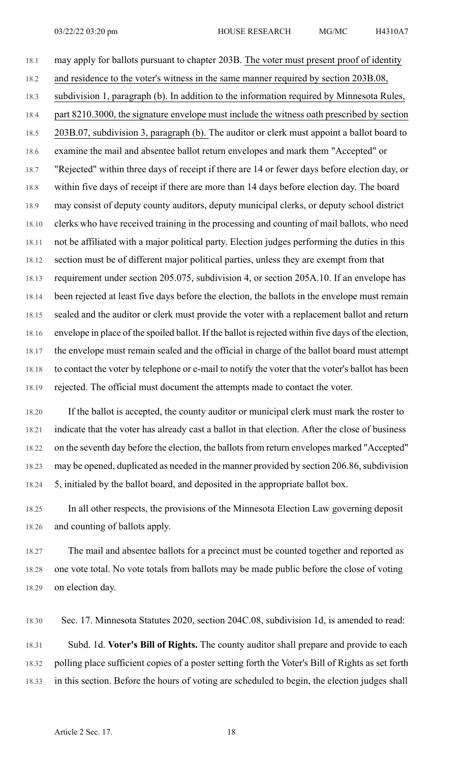may apply for ballots pursuant to chapter 203B. The voter must present proof of identity and residence to the voter's witness in the same manner required by section 203B.08, subdivision 1, paragraph (b). In addition to the information required by Minnesota Rules, part 8210.3000, the signature envelope must include the witness oath prescribed by section 203B.07, subdivision 3, paragraph (b). The auditor or clerk must appoint a ballot board to examine the mail and absentee ballot return envelopes and mark them "Accepted" or "Rejected" within three days of receipt if there are 14 or fewer days before election day, or within five days of receipt if there are more than 14 days before election day. The board may consist of deputy county auditors, deputy municipal clerks, or deputy school district clerks who have received training in the processing and counting of mail ballots, who need not be affiliated with a major political party. Election judges performing the duties in this section must be of different major political parties, unless they are exempt from that requirement under section 205.075, subdivision 4, or section 205A.10. If an envelope has been rejected at least five days before the election, the ballots in the envelope must remain sealed and the auditor or clerk must provide the voter with a replacement ballot and return envelope in place of the spoiled ballot. If the ballot is rejected within five days of the election, the envelope must remain sealed and the official in charge of the ballot board must attempt to contact the voter by telephone or e-mail to notify the voter that the voter's ballot has been rejected. The official must document the attempts made to contact the voter.

If the ballot is accepted, the county auditor or municipal clerk must mark the roster to indicate that the voter has already cast a ballot in that election. After the close of business on the seventh day before the election, the ballots from return envelopes marked "Accepted" may be opened, duplicated as needed in the manner provided by section 206.86, subdivision 5, initialed by the ballot board, and deposited in the appropriate ballot box.

In all other respects, the provisions of the Minnesota Election Law governing deposit and counting of ballots apply.

The mail and absentee ballots for a precinct must be counted together and reported as one vote total. No vote totals from ballots may be made public before the close of voting on election day.

Sec. 17. Minnesota Statutes 2020, section 204C.08, subdivision 1d, is amended to read:

Subd. 1d. **Voter's Bill of Rights.** The county auditor shall prepare and provide to each polling place sufficient copies of a poster setting forth the Voter's Bill of Rights as set forth in this section. Before the hours of voting are scheduled to begin, the election judges shall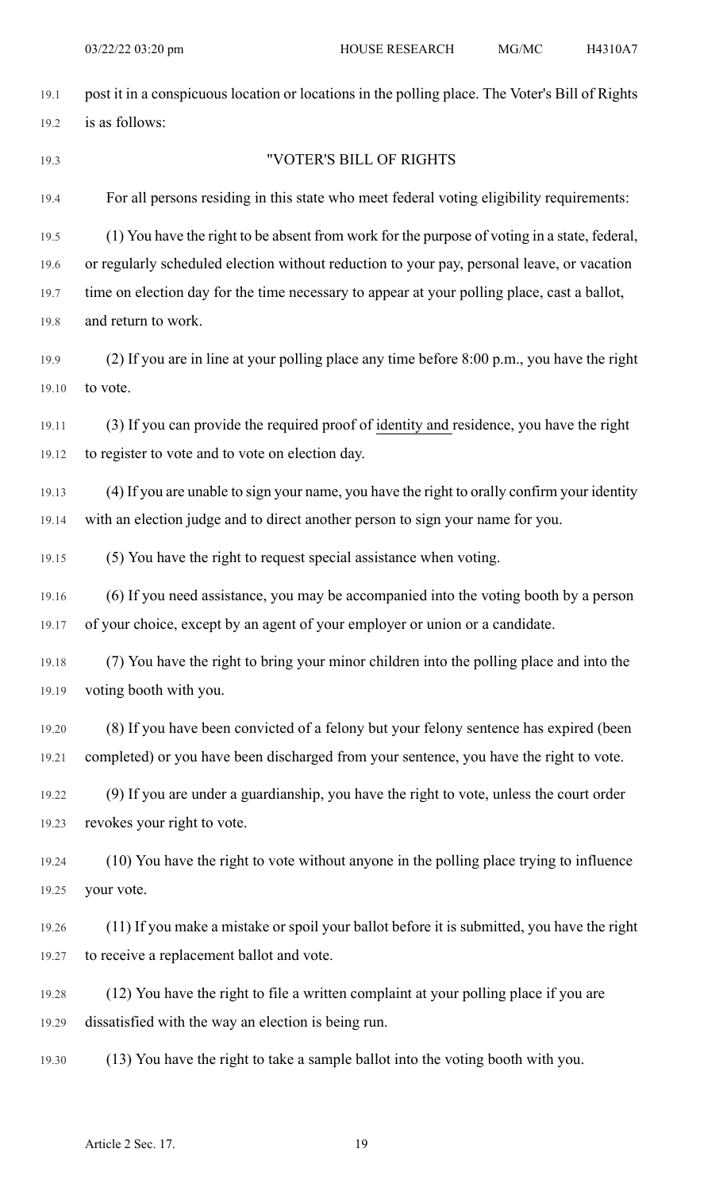post it in a conspicuous location or locations in the polling place. The Voter's Bill of Rights is as follows:

"VOTER'S BILL OF RIGHTS

For all persons residing in this state who meet federal voting eligibility requirements:

(1) You have the right to be absent from work for the purpose of voting in a state, federal, or regularly scheduled election without reduction to your pay, personal leave, or vacation time on election day for the time necessary to appear at your polling place, cast a ballot, and return to work.

(2) If you are in line at your polling place any time before 8:00 p.m., you have the right to vote.

(3) If you can provide the required proof of identity and residence, you have the right to register to vote and to vote on election day.

(4) If you are unable to sign your name, you have the right to orally confirm your identity with an election judge and to direct another person to sign your name for you.

(5) You have the right to request special assistance when voting.

(6) If you need assistance, you may be accompanied into the voting booth by a person of your choice, except by an agent of your employer or union or a candidate.

(7) You have the right to bring your minor children into the polling place and into the voting booth with you.

(8) If you have been convicted of a felony but your felony sentence has expired (been completed) or you have been discharged from your sentence, you have the right to vote.

(9) If you are under a guardianship, you have the right to vote, unless the court order revokes your right to vote.

(10) You have the right to vote without anyone in the polling place trying to influence your vote.

(11) If you make a mistake or spoil your ballot before it is submitted, you have the right to receive a replacement ballot and vote.

(12) You have the right to file a written complaint at your polling place if you are dissatisfied with the way an election is being run.

(13) You have the right to take a sample ballot into the voting booth with you.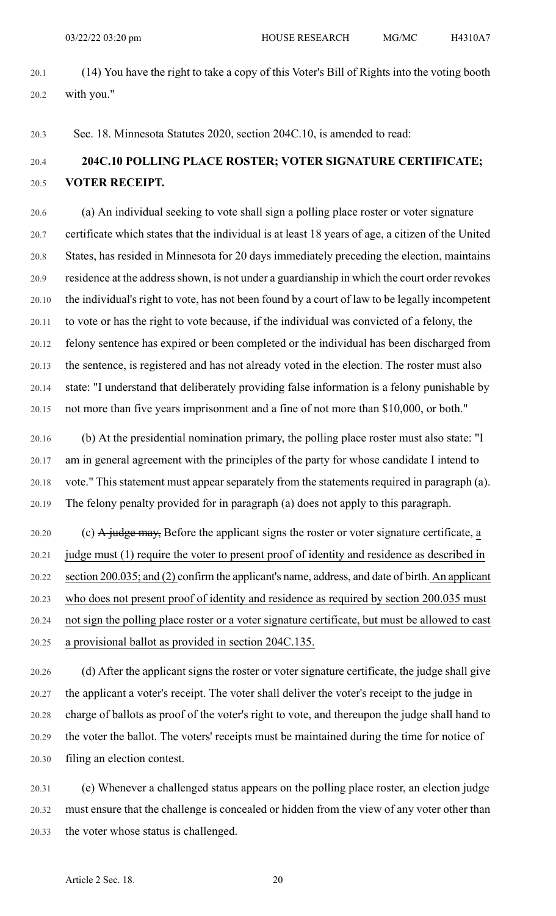(14) You have the right to take a copy of this Voter's Bill of Rights into the voting booth with you."

Sec. 18. Minnesota Statutes 2020, section 204C.10, is amended to read:

**204C.10 POLLING PLACE ROSTER; VOTER SIGNATURE CERTIFICATE; VOTER RECEIPT.**

(a) An individual seeking to vote shall sign a polling place roster or voter signature certificate which states that the individual is at least 18 years of age, a citizen of the United States, has resided in Minnesota for 20 days immediately preceding the election, maintains residence at the address shown, is not under a guardianship in which the court order revokes the individual's right to vote, has not been found by a court of law to be legally incompetent to vote or has the right to vote because, if the individual was convicted of a felony, the felony sentence has expired or been completed or the individual has been discharged from the sentence, is registered and has not already voted in the election. The roster must also state: "I understand that deliberately providing false information is a felony punishable by not more than five years imprisonment and a fine of not more than $10,000, or both."

(b) At the presidential nomination primary, the polling place roster must also state: "I am in general agreement with the principles of the party for whose candidate I intend to vote." This statement must appear separately from the statements required in paragraph (a). The felony penalty provided for in paragraph (a) does not apply to this paragraph.

(c) ~~A judge may,~~ Before the applicant signs the roster or voter signature certificate, a judge must (1) require the voter to present proof of identity and residence as described in section 200.035; and (2) confirm the applicant's name, address, and date of birth. An applicant who does not present proof of identity and residence as required by section 200.035 must not sign the polling place roster or a voter signature certificate, but must be allowed to cast a provisional ballot as provided in section 204C.135.

(d) After the applicant signs the roster or voter signature certificate, the judge shall give the applicant a voter's receipt. The voter shall deliver the voter's receipt to the judge in charge of ballots as proof of the voter's right to vote, and thereupon the judge shall hand to the voter the ballot. The voters' receipts must be maintained during the time for notice of filing an election contest.

(e) Whenever a challenged status appears on the polling place roster, an election judge must ensure that the challenge is concealed or hidden from the view of any voter other than the voter whose status is challenged.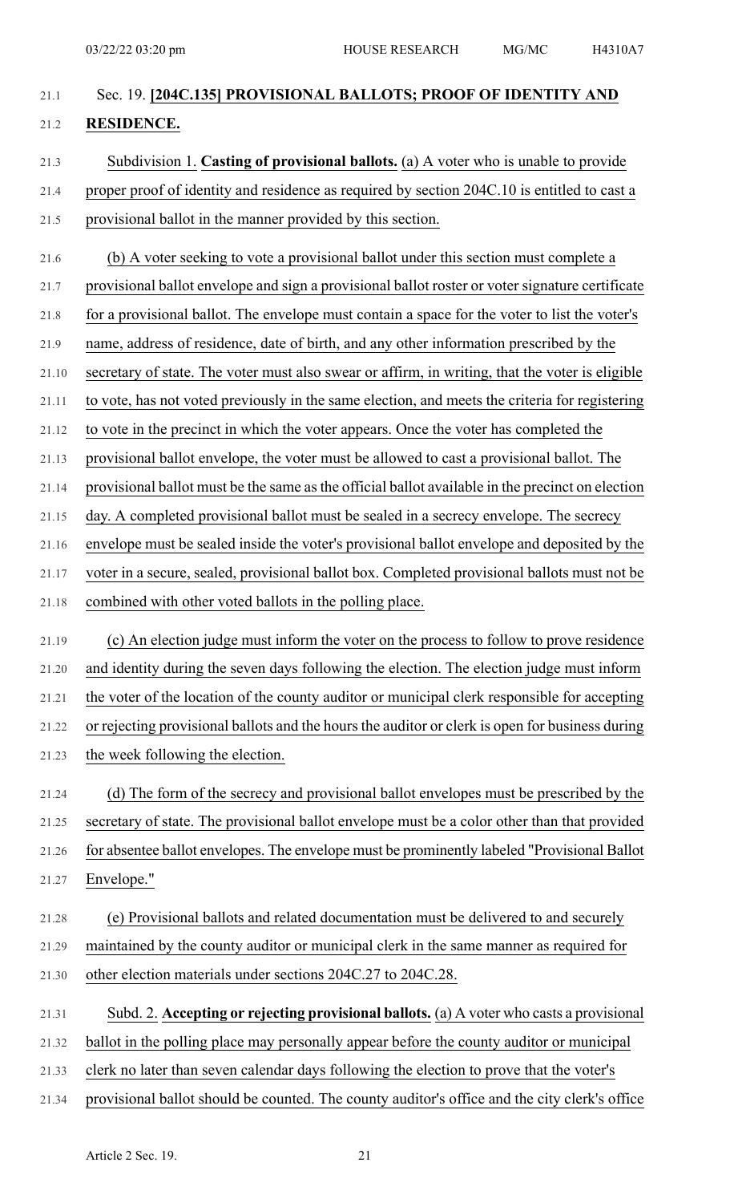Sec. 19. **[204C.135] PROVISIONAL BALLOTS; PROOF OF IDENTITY AND RESIDENCE.**

Subdivision 1. **Casting of provisional ballots.** (a) A voter who is unable to provide proper proof of identity and residence as required by section 204C.10 is entitled to cast a provisional ballot in the manner provided by this section.

(b) A voter seeking to vote a provisional ballot under this section must complete a provisional ballot envelope and sign a provisional ballot roster or voter signature certificate for a provisional ballot. The envelope must contain a space for the voter to list the voter's name, address of residence, date of birth, and any other information prescribed by the secretary of state. The voter must also swear or affirm, in writing, that the voter is eligible to vote, has not voted previously in the same election, and meets the criteria for registering to vote in the precinct in which the voter appears. Once the voter has completed the provisional ballot envelope, the voter must be allowed to cast a provisional ballot. The provisional ballot must be the same as the official ballot available in the precinct on election day. A completed provisional ballot must be sealed in a secrecy envelope. The secrecy envelope must be sealed inside the voter's provisional ballot envelope and deposited by the voter in a secure, sealed, provisional ballot box. Completed provisional ballots must not be combined with other voted ballots in the polling place.

(c) An election judge must inform the voter on the process to follow to prove residence and identity during the seven days following the election. The election judge must inform the voter of the location of the county auditor or municipal clerk responsible for accepting or rejecting provisional ballots and the hours the auditor or clerk is open for business during the week following the election.

(d) The form of the secrecy and provisional ballot envelopes must be prescribed by the secretary of state. The provisional ballot envelope must be a color other than that provided for absentee ballot envelopes. The envelope must be prominently labeled "Provisional Ballot Envelope."

(e) Provisional ballots and related documentation must be delivered to and securely maintained by the county auditor or municipal clerk in the same manner as required for other election materials under sections 204C.27 to 204C.28.

Subd. 2. **Accepting or rejecting provisional ballots.** (a) A voter who casts a provisional ballot in the polling place may personally appear before the county auditor or municipal clerk no later than seven calendar days following the election to prove that the voter's provisional ballot should be counted. The county auditor's office and the city clerk's office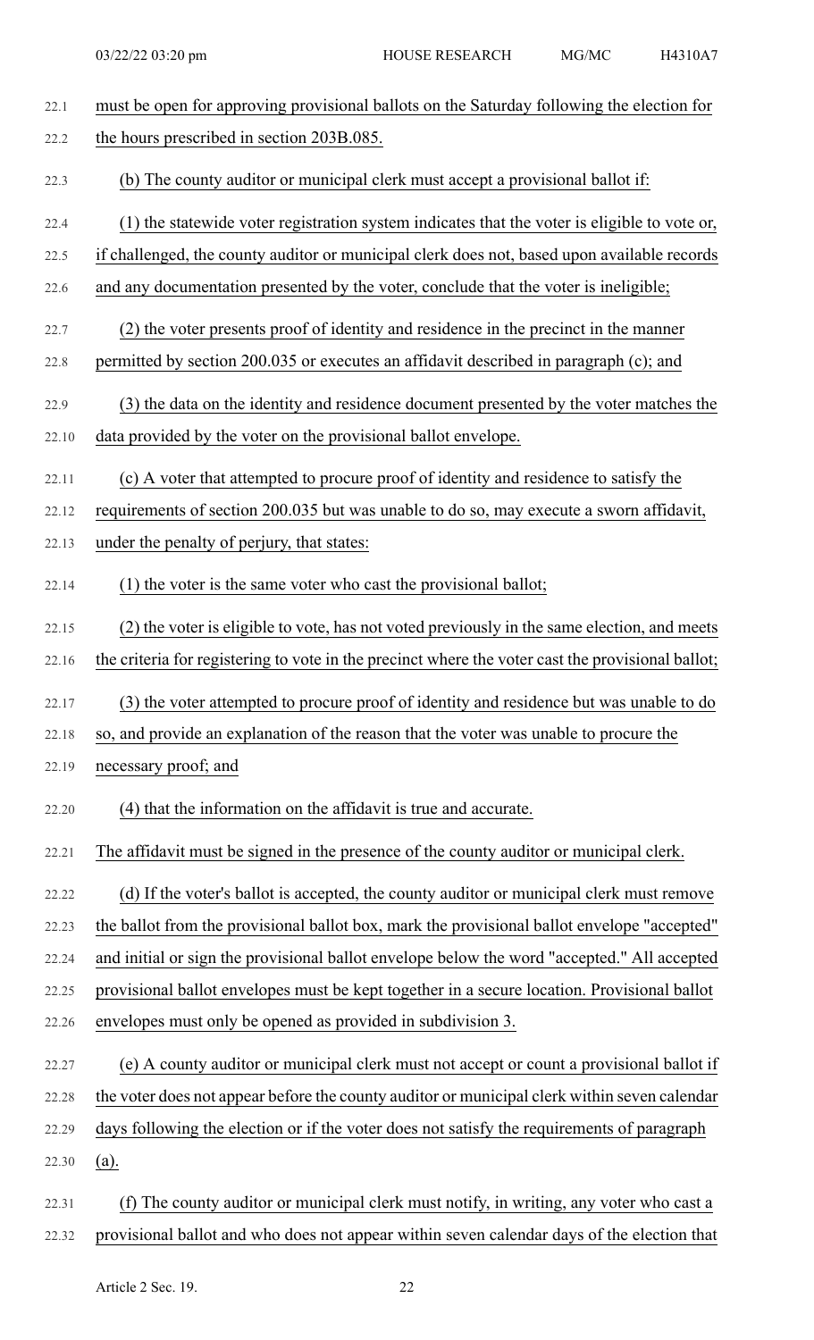must be open for approving provisional ballots on the Saturday following the election for the hours prescribed in section 203B.085.

(b) The county auditor or municipal clerk must accept a provisional ballot if:

(1) the statewide voter registration system indicates that the voter is eligible to vote or, if challenged, the county auditor or municipal clerk does not, based upon available records and any documentation presented by the voter, conclude that the voter is ineligible;

(2) the voter presents proof of identity and residence in the precinct in the manner permitted by section 200.035 or executes an affidavit described in paragraph (c); and

(3) the data on the identity and residence document presented by the voter matches the data provided by the voter on the provisional ballot envelope.

(c) A voter that attempted to procure proof of identity and residence to satisfy the requirements of section 200.035 but was unable to do so, may execute a sworn affidavit, under the penalty of perjury, that states:

(1) the voter is the same voter who cast the provisional ballot;

(2) the voter is eligible to vote, has not voted previously in the same election, and meets the criteria for registering to vote in the precinct where the voter cast the provisional ballot;

(3) the voter attempted to procure proof of identity and residence but was unable to do so, and provide an explanation of the reason that the voter was unable to procure the necessary proof; and

(4) that the information on the affidavit is true and accurate.

The affidavit must be signed in the presence of the county auditor or municipal clerk.

(d) If the voter's ballot is accepted, the county auditor or municipal clerk must remove the ballot from the provisional ballot box, mark the provisional ballot envelope "accepted" and initial or sign the provisional ballot envelope below the word "accepted." All accepted provisional ballot envelopes must be kept together in a secure location. Provisional ballot envelopes must only be opened as provided in subdivision 3.

(e) A county auditor or municipal clerk must not accept or count a provisional ballot if the voter does not appear before the county auditor or municipal clerk within seven calendar days following the election or if the voter does not satisfy the requirements of paragraph (a).

(f) The county auditor or municipal clerk must notify, in writing, any voter who cast a provisional ballot and who does not appear within seven calendar days of the election that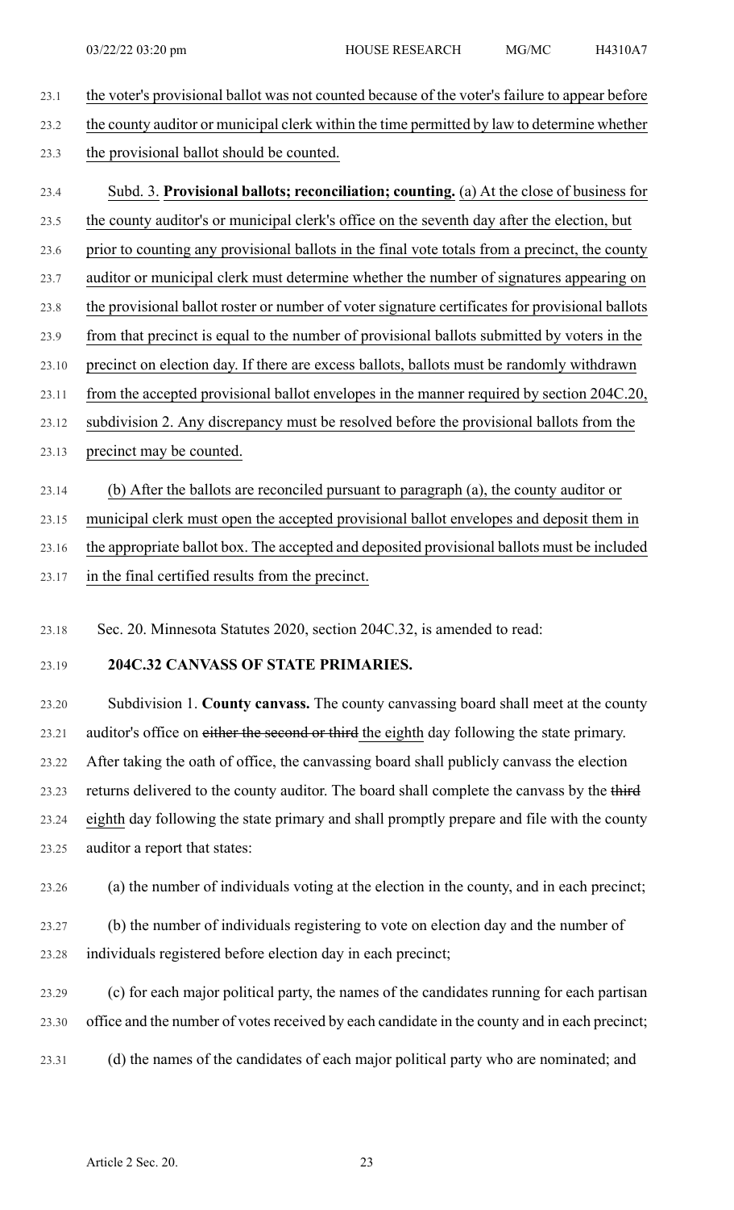the voter's provisional ballot was not counted because of the voter's failure to appear before the county auditor or municipal clerk within the time permitted by law to determine whether the provisional ballot should be counted.

Subd. 3. **Provisional ballots; reconciliation; counting.** (a) At the close of business for the county auditor's or municipal clerk's office on the seventh day after the election, but prior to counting any provisional ballots in the final vote totals from a precinct, the county auditor or municipal clerk must determine whether the number of signatures appearing on the provisional ballot roster or number of voter signature certificates for provisional ballots from that precinct is equal to the number of provisional ballots submitted by voters in the precinct on election day. If there are excess ballots, ballots must be randomly withdrawn from the accepted provisional ballot envelopes in the manner required by section 204C.20, subdivision 2. Any discrepancy must be resolved before the provisional ballots from the precinct may be counted.

(b) After the ballots are reconciled pursuant to paragraph (a), the county auditor or municipal clerk must open the accepted provisional ballot envelopes and deposit them in the appropriate ballot box. The accepted and deposited provisional ballots must be included in the final certified results from the precinct.

Sec. 20. Minnesota Statutes 2020, section 204C.32, is amended to read:

**204C.32 CANVASS OF STATE PRIMARIES.**

Subdivision 1. **County canvass.** The county canvassing board shall meet at the county auditor's office on ~~either the second or third~~ the eighth day following the state primary. After taking the oath of office, the canvassing board shall publicly canvass the election returns delivered to the county auditor. The board shall complete the canvass by the ~~third~~ eighth day following the state primary and shall promptly prepare and file with the county auditor a report that states:

(a) the number of individuals voting at the election in the county, and in each precinct;

(b) the number of individuals registering to vote on election day and the number of individuals registered before election day in each precinct;

(c) for each major political party, the names of the candidates running for each partisan office and the number of votes received by each candidate in the county and in each precinct;

(d) the names of the candidates of each major political party who are nominated; and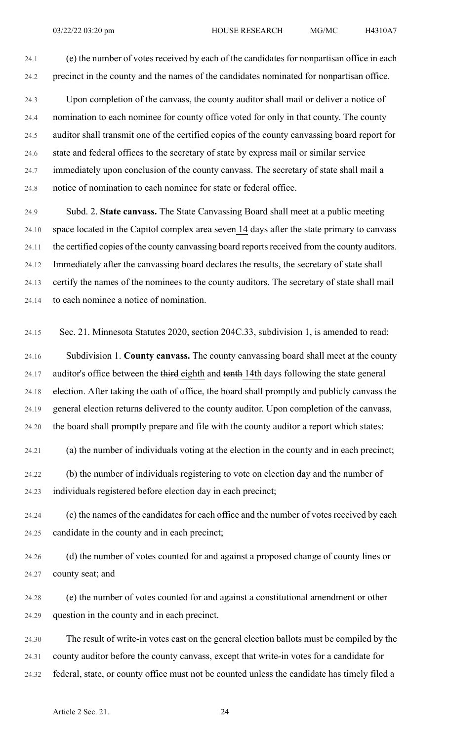(e) the number of votes received by each of the candidates for nonpartisan office in each precinct in the county and the names of the candidates nominated for nonpartisan office.

Upon completion of the canvass, the county auditor shall mail or deliver a notice of nomination to each nominee for county office voted for only in that county. The county auditor shall transmit one of the certified copies of the county canvassing board report for state and federal offices to the secretary of state by express mail or similar service immediately upon conclusion of the county canvass. The secretary of state shall mail a notice of nomination to each nominee for state or federal office.

Subd. 2. **State canvass.** The State Canvassing Board shall meet at a public meeting space located in the Capitol complex area ~~seven~~ 14 days after the state primary to canvass the certified copies of the county canvassing board reports received from the county auditors. Immediately after the canvassing board declares the results, the secretary of state shall certify the names of the nominees to the county auditors. The secretary of state shall mail to each nominee a notice of nomination.

Sec. 21. Minnesota Statutes 2020, section 204C.33, subdivision 1, is amended to read:

Subdivision 1. **County canvass.** The county canvassing board shall meet at the county auditor's office between the ~~third~~ eighth and ~~tenth~~ 14th days following the state general election. After taking the oath of office, the board shall promptly and publicly canvass the general election returns delivered to the county auditor. Upon completion of the canvass, the board shall promptly prepare and file with the county auditor a report which states:

(a) the number of individuals voting at the election in the county and in each precinct;

(b) the number of individuals registering to vote on election day and the number of individuals registered before election day in each precinct;

(c) the names of the candidates for each office and the number of votes received by each candidate in the county and in each precinct;

(d) the number of votes counted for and against a proposed change of county lines or county seat; and

(e) the number of votes counted for and against a constitutional amendment or other question in the county and in each precinct.

The result of write-in votes cast on the general election ballots must be compiled by the county auditor before the county canvass, except that write-in votes for a candidate for federal, state, or county office must not be counted unless the candidate has timely filed a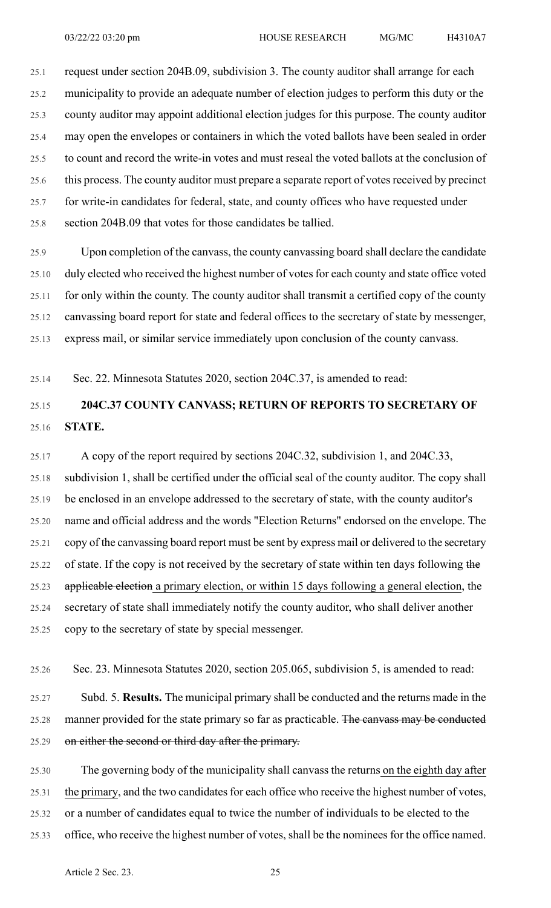request under section 204B.09, subdivision 3. The county auditor shall arrange for each municipality to provide an adequate number of election judges to perform this duty or the county auditor may appoint additional election judges for this purpose. The county auditor may open the envelopes or containers in which the voted ballots have been sealed in order to count and record the write-in votes and must reseal the voted ballots at the conclusion of this process. The county auditor must prepare a separate report of votes received by precinct for write-in candidates for federal, state, and county offices who have requested under section 204B.09 that votes for those candidates be tallied.

Upon completion of the canvass, the county canvassing board shall declare the candidate duly elected who received the highest number of votes for each county and state office voted for only within the county. The county auditor shall transmit a certified copy of the county canvassing board report for state and federal offices to the secretary of state by messenger, express mail, or similar service immediately upon conclusion of the county canvass.

Sec. 22. Minnesota Statutes 2020, section 204C.37, is amended to read:

**204C.37 COUNTY CANVASS; RETURN OF REPORTS TO SECRETARY OF STATE.**

A copy of the report required by sections 204C.32, subdivision 1, and 204C.33, subdivision 1, shall be certified under the official seal of the county auditor. The copy shall be enclosed in an envelope addressed to the secretary of state, with the county auditor's name and official address and the words "Election Returns" endorsed on the envelope. The copy of the canvassing board report must be sent by express mail or delivered to the secretary of state. If the copy is not received by the secretary of state within ten days following ~~the applicable election~~ a primary election, or within 15 days following a general election, the secretary of state shall immediately notify the county auditor, who shall deliver another copy to the secretary of state by special messenger.

Sec. 23. Minnesota Statutes 2020, section 205.065, subdivision 5, is amended to read:

Subd. 5. **Results.** The municipal primary shall be conducted and the returns made in the manner provided for the state primary so far as practicable. ~~The canvass may be conducted on either the second or third day after the primary.~~

The governing body of the municipality shall canvass the returns on the eighth day after the primary, and the two candidates for each office who receive the highest number of votes, or a number of candidates equal to twice the number of individuals to be elected to the office, who receive the highest number of votes, shall be the nominees for the office named.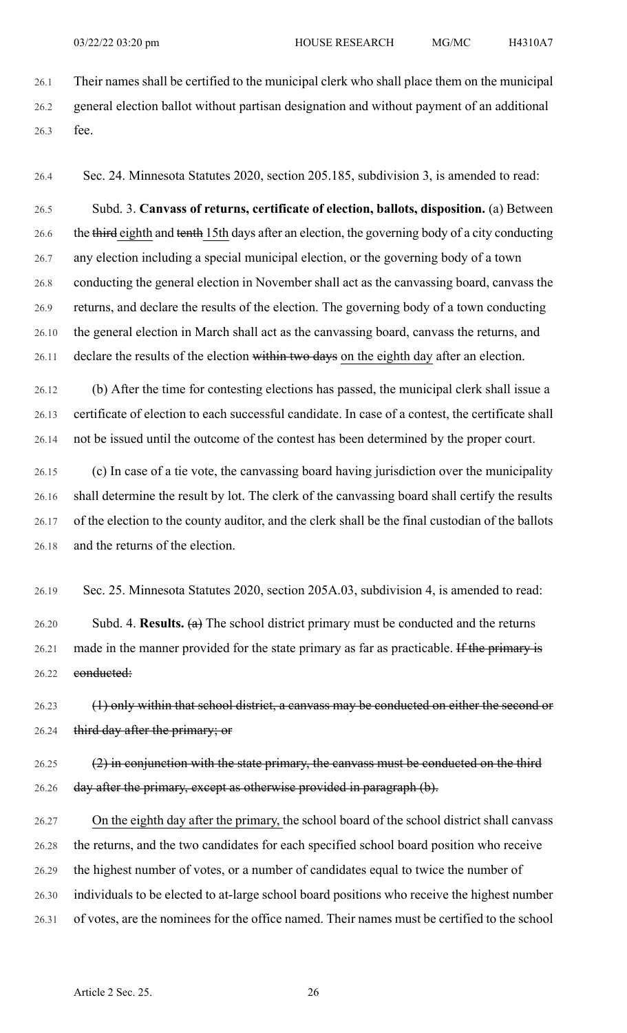Their names shall be certified to the municipal clerk who shall place them on the municipal general election ballot without partisan designation and without payment of an additional fee.

Sec. 24. Minnesota Statutes 2020, section 205.185, subdivision 3, is amended to read:

Subd. 3. **Canvass of returns, certificate of election, ballots, disposition.** (a) Between the ~~third~~ eighth and ~~tenth~~ 15th days after an election, the governing body of a city conducting any election including a special municipal election, or the governing body of a town conducting the general election in November shall act as the canvassing board, canvass the returns, and declare the results of the election. The governing body of a town conducting the general election in March shall act as the canvassing board, canvass the returns, and declare the results of the election ~~within two days~~ on the eighth day after an election.

(b) After the time for contesting elections has passed, the municipal clerk shall issue a certificate of election to each successful candidate. In case of a contest, the certificate shall not be issued until the outcome of the contest has been determined by the proper court.

(c) In case of a tie vote, the canvassing board having jurisdiction over the municipality shall determine the result by lot. The clerk of the canvassing board shall certify the results of the election to the county auditor, and the clerk shall be the final custodian of the ballots and the returns of the election.

Sec. 25. Minnesota Statutes 2020, section 205A.03, subdivision 4, is amended to read:

Subd. 4. **Results.** ~~(a)~~ The school district primary must be conducted and the returns made in the manner provided for the state primary as far as practicable. ~~If the primary is conducted:~~

~~(1) only within that school district, a canvass may be conducted on either the second or third day after the primary; or~~

~~(2) in conjunction with the state primary, the canvass must be conducted on the third day after the primary, except as otherwise provided in paragraph (b).~~

On the eighth day after the primary, the school board of the school district shall canvass the returns, and the two candidates for each specified school board position who receive the highest number of votes, or a number of candidates equal to twice the number of individuals to be elected to at-large school board positions who receive the highest number of votes, are the nominees for the office named. Their names must be certified to the school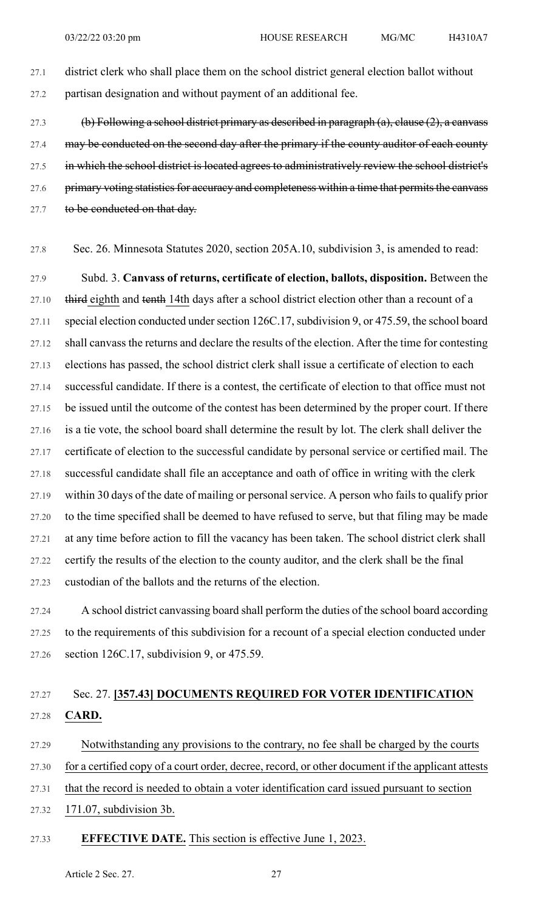district clerk who shall place them on the school district general election ballot without partisan designation and without payment of an additional fee.

~~(b) Following a school district primary as described in paragraph (a), clause (2), a canvass may be conducted on the second day after the primary if the county auditor of each county in which the school district is located agrees to administratively review the school district's primary voting statistics for accuracy and completeness within a time that permits the canvass to be conducted on that day.~~

Sec. 26. Minnesota Statutes 2020, section 205A.10, subdivision 3, is amended to read:

Subd. 3. **Canvass of returns, certificate of election, ballots, disposition.** Between the ~~third~~ <u>eighth</u> and ~~tenth~~ <u>14th</u> days after a school district election other than a recount of a special election conducted under section 126C.17, subdivision 9, or 475.59, the school board shall canvass the returns and declare the results of the election. After the time for contesting elections has passed, the school district clerk shall issue a certificate of election to each successful candidate. If there is a contest, the certificate of election to that office must not be issued until the outcome of the contest has been determined by the proper court. If there is a tie vote, the school board shall determine the result by lot. The clerk shall deliver the certificate of election to the successful candidate by personal service or certified mail. The successful candidate shall file an acceptance and oath of office in writing with the clerk within 30 days of the date of mailing or personal service. A person who fails to qualify prior to the time specified shall be deemed to have refused to serve, but that filing may be made at any time before action to fill the vacancy has been taken. The school district clerk shall certify the results of the election to the county auditor, and the clerk shall be the final custodian of the ballots and the returns of the election.

A school district canvassing board shall perform the duties of the school board according to the requirements of this subdivision for a recount of a special election conducted under section 126C.17, subdivision 9, or 475.59.

Sec. 27. <u>**[357.43] DOCUMENTS REQUIRED FOR VOTER IDENTIFICATION CARD.**</u>

<u>Notwithstanding any provisions to the contrary, no fee shall be charged by the courts for a certified copy of a court order, decree, record, or other document if the applicant attests that the record is needed to obtain a voter identification card issued pursuant to section 171.07, subdivision 3b.</u>

<u>**EFFECTIVE DATE.** This section is effective June 1, 2023.</u>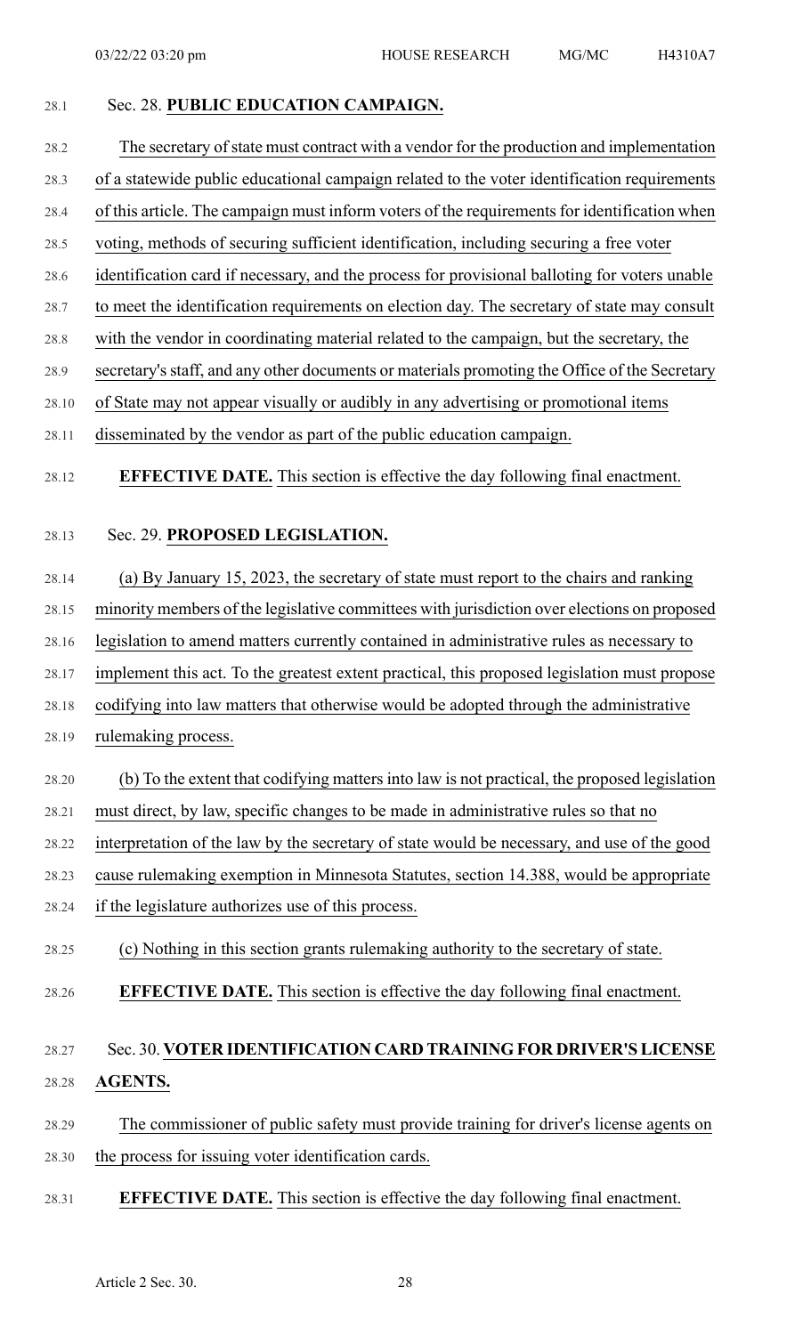Sec. 28. **PUBLIC EDUCATION CAMPAIGN.**

The secretary of state must contract with a vendor for the production and implementation of a statewide public educational campaign related to the voter identification requirements of this article. The campaign must inform voters of the requirements for identification when voting, methods of securing sufficient identification, including securing a free voter identification card if necessary, and the process for provisional balloting for voters unable to meet the identification requirements on election day. The secretary of state may consult with the vendor in coordinating material related to the campaign, but the secretary, the secretary's staff, and any other documents or materials promoting the Office of the Secretary of State may not appear visually or audibly in any advertising or promotional items disseminated by the vendor as part of the public education campaign.

**EFFECTIVE DATE.** This section is effective the day following final enactment.

Sec. 29. **PROPOSED LEGISLATION.**

(a) By January 15, 2023, the secretary of state must report to the chairs and ranking minority members of the legislative committees with jurisdiction over elections on proposed legislation to amend matters currently contained in administrative rules as necessary to implement this act. To the greatest extent practical, this proposed legislation must propose codifying into law matters that otherwise would be adopted through the administrative rulemaking process.

(b) To the extent that codifying matters into law is not practical, the proposed legislation must direct, by law, specific changes to be made in administrative rules so that no interpretation of the law by the secretary of state would be necessary, and use of the good cause rulemaking exemption in Minnesota Statutes, section 14.388, would be appropriate if the legislature authorizes use of this process.

(c) Nothing in this section grants rulemaking authority to the secretary of state.

**EFFECTIVE DATE.** This section is effective the day following final enactment.

Sec. 30. **VOTER IDENTIFICATION CARD TRAINING FOR DRIVER'S LICENSE AGENTS.**

The commissioner of public safety must provide training for driver's license agents on the process for issuing voter identification cards.

**EFFECTIVE DATE.** This section is effective the day following final enactment.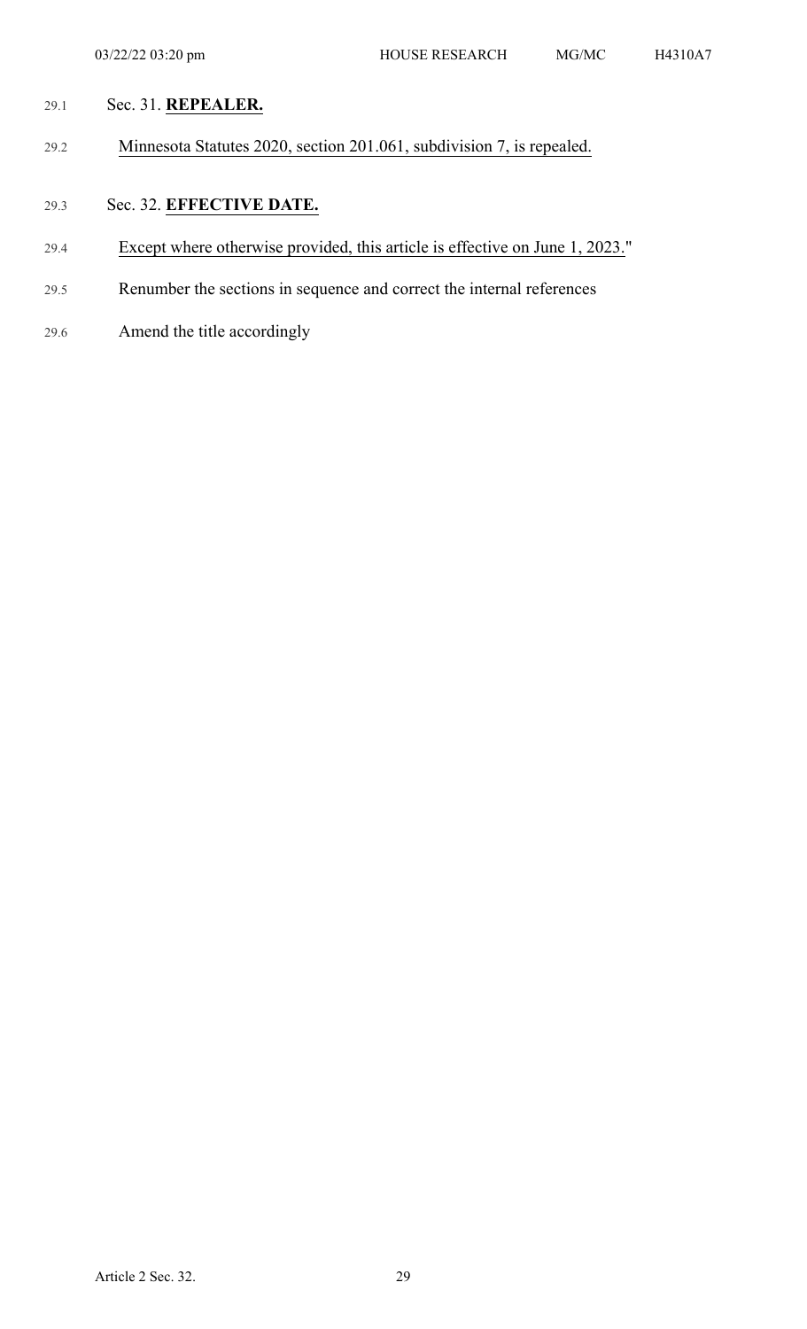Sec. 31. **REPEALER.**

Minnesota Statutes 2020, section 201.061, subdivision 7, is repealed.

Sec. 32. **EFFECTIVE DATE.**

Except where otherwise provided, this article is effective on June 1, 2023."

Renumber the sections in sequence and correct the internal references

Amend the title accordingly